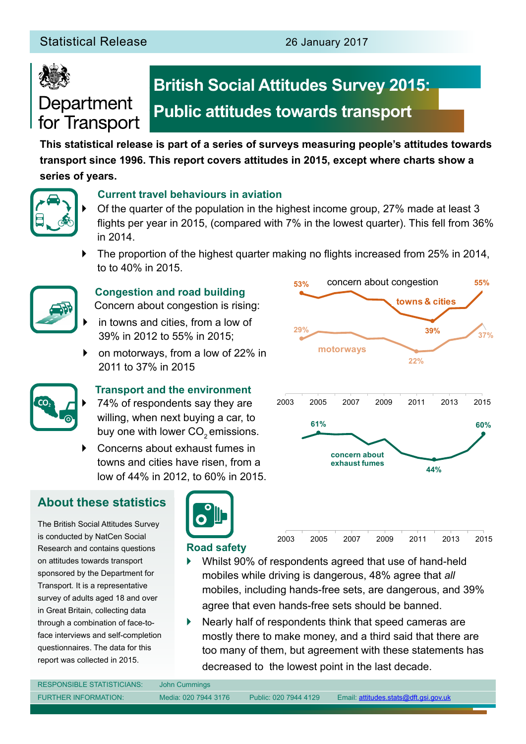Statistical Release 26 January 2017

Department for Transport

# British Social Attitudes Survey 2015: Public attitudes towards transport

**This statistical release is part of a series of surveys measuring people's attitudes towards transport since 1996. This report covers attitudes in 2015, except where charts show a series of years.**

### Current travel behaviours in aviation

- Of the quarter of the population in the highest income group, 27% made at least 3 flights per year in 2015, (compared with 7% in the lowest quarter). This fell from 36% in 2014.
- The proportion of the highest quarter making no flights increased from 25% in 2014, to to 40% in 2015.

### Congestion and road building

Concern about congestion is rising:

- in towns and cities, from a low of 39% in 2012 to 55% in 2015;
- on motorways, from a low of 22% in 2011 to 37% in 2015

concern about congestion: towns & cities 53%, 39%, 55%; motorways 29%, 22%, 37%

2003 2005 2007 2009 2011 2013 2015

### Transport and the environment

- 74% of respondents say they are willing, when next buying a car, to buy one with lower $CO_2$ emissions.
- Concerns about exhaust fumes in towns and cities have risen, from a low of 44% in 2012, to 60% in 2015.

concern about exhaust fumes: 61%, 44%, 60%

2003 2005 2007 2009 2011 2013 2015

## About these statistics

The British Social Attitudes Survey is conducted by NatCen Social Research and contains questions on attitudes towards transport sponsored by the Department for Transport. It is a representative survey of adults aged 18 and over in Great Britain, collecting data through a combination of face-to-face interviews and self-completion questionnaires. The data for this report was collected in 2015.

### Road safety

- Whilst 90% of respondents agreed that use of hand-held mobiles while driving is dangerous, 48% agree that *all* mobiles, including hands-free sets, are dangerous, and 39% agree that even hands-free sets should be banned.
- Nearly half of respondents think that speed cameras are mostly there to make money, and a third said that there are too many of them, but agreement with these statements has decreased to the lowest point in the last decade.

| RESPONSIBLE STATISTICIANS: | John Cummings | | |
|---|---|---|---|
| FURTHER INFORMATION: | Media: 020 7944 3176 | Public: 020 7944 4129 | Email: attitudes.stats@dft.gsi.gov.uk |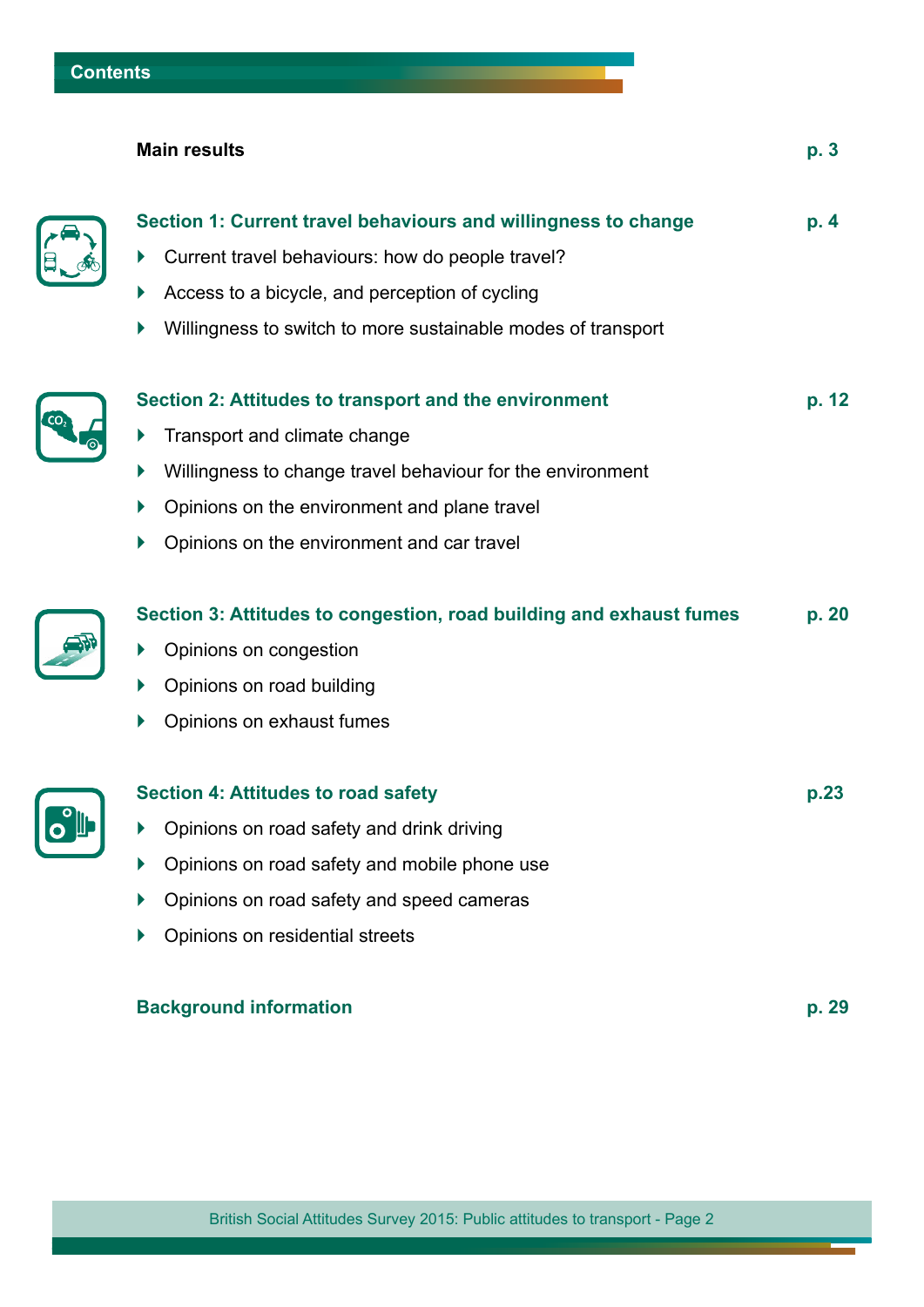# Contents

**Main results** — p. 3

## Section 1: Current travel behaviours and willingness to change — p. 4

- Current travel behaviours: how do people travel?
- Access to a bicycle, and perception of cycling
- Willingness to switch to more sustainable modes of transport

## Section 2: Attitudes to transport and the environment — p. 12

- Transport and climate change
- Willingness to change travel behaviour for the environment
- Opinions on the environment and plane travel
- Opinions on the environment and car travel

## Section 3: Attitudes to congestion, road building and exhaust fumes — p. 20

- Opinions on congestion
- Opinions on road building
- Opinions on exhaust fumes

## Section 4: Attitudes to road safety — p.23

- Opinions on road safety and drink driving
- Opinions on road safety and mobile phone use
- Opinions on road safety and speed cameras
- Opinions on residential streets

## Background information — p. 29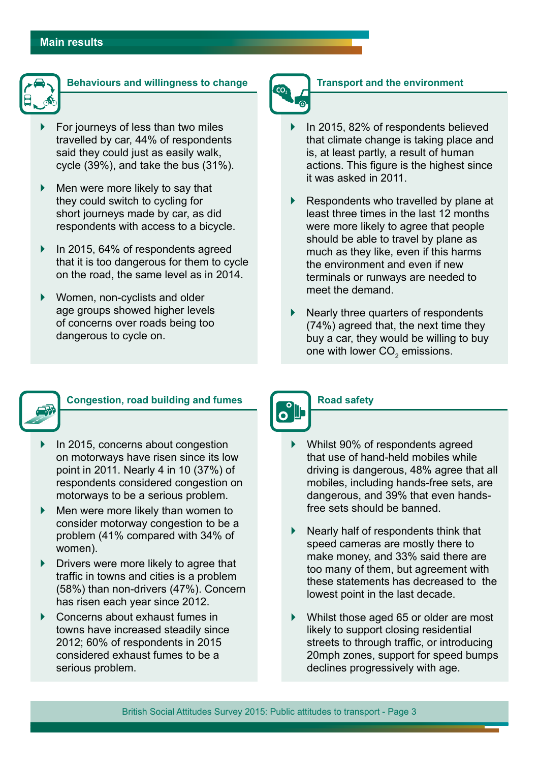## Main results

### Behaviours and willingness to change

- For journeys of less than two miles travelled by car, 44% of respondents said they could just as easily walk, cycle (39%), and take the bus (31%).
- Men were more likely to say that they could switch to cycling for short journeys made by car, as did respondents with access to a bicycle.
- In 2015, 64% of respondents agreed that it is too dangerous for them to cycle on the road, the same level as in 2014.
- Women, non-cyclists and older age groups showed higher levels of concerns over roads being too dangerous to cycle on.

### Transport and the environment

- In 2015, 82% of respondents believed that climate change is taking place and is, at least partly, a result of human actions. This figure is the highest since it was asked in 2011.
- Respondents who travelled by plane at least three times in the last 12 months were more likely to agree that people should be able to travel by plane as much as they like, even if this harms the environment and even if new terminals or runways are needed to meet the demand.
- Nearly three quarters of respondents (74%) agreed that, the next time they buy a car, they would be willing to buy one with lower $CO_2$ emissions.

### Congestion, road building and fumes

- In 2015, concerns about congestion on motorways have risen since its low point in 2011. Nearly 4 in 10 (37%) of respondents considered congestion on motorways to be a serious problem.
- Men were more likely than women to consider motorway congestion to be a problem (41% compared with 34% of women).
- Drivers were more likely to agree that traffic in towns and cities is a problem (58%) than non-drivers (47%). Concern has risen each year since 2012.
- Concerns about exhaust fumes in towns have increased steadily since 2012; 60% of respondents in 2015 considered exhaust fumes to be a serious problem.

### Road safety

- Whilst 90% of respondents agreed that use of hand-held mobiles while driving is dangerous, 48% agree that all mobiles, including hands-free sets, are dangerous, and 39% that even hands-free sets should be banned.
- Nearly half of respondents think that speed cameras are mostly there to make money, and 33% said there are too many of them, but agreement with these statements has decreased to the lowest point in the last decade.
- Whilst those aged 65 or older are most likely to support closing residential streets to through traffic, or introducing 20mph zones, support for speed bumps declines progressively with age.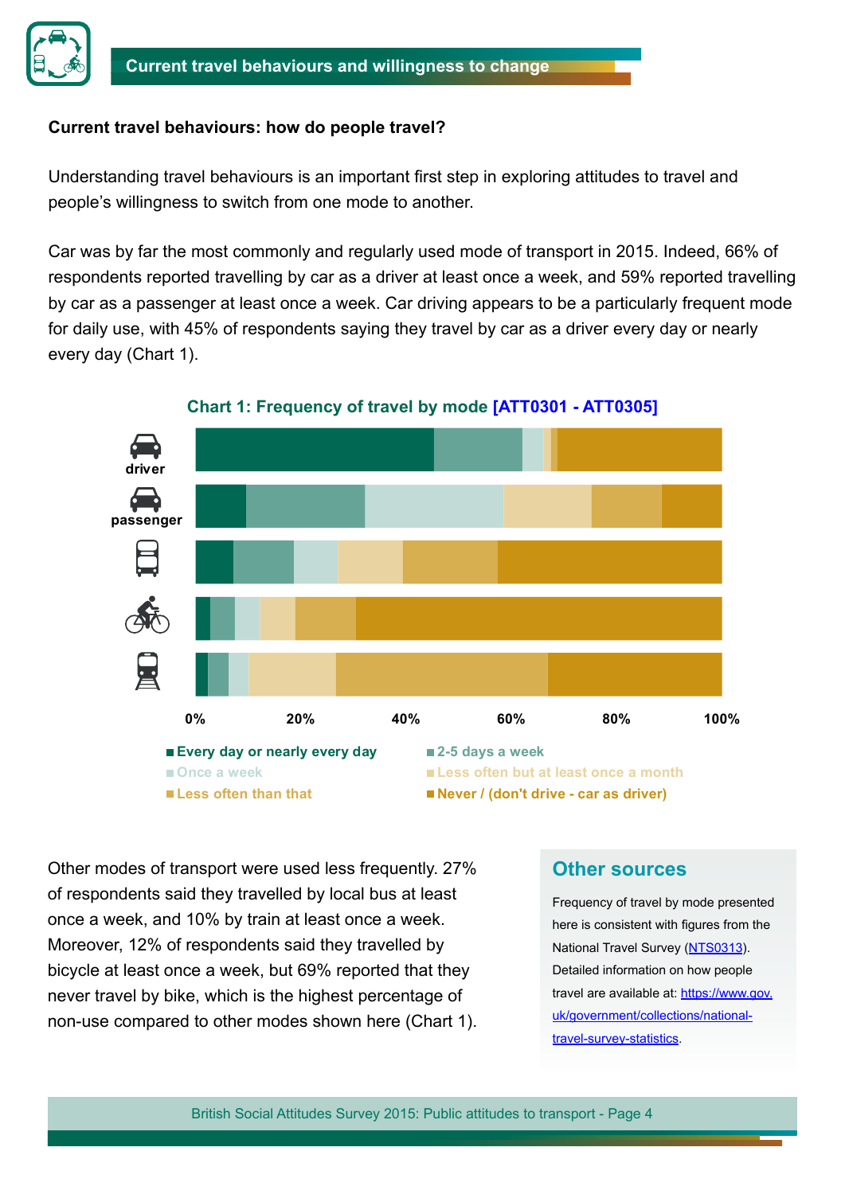## Current travel behaviours and willingness to change

### Current travel behaviours: how do people travel?

Understanding travel behaviours is an important first step in exploring attitudes to travel and people's willingness to switch from one mode to another.

Car was by far the most commonly and regularly used mode of transport in 2015. Indeed, 66% of respondents reported travelling by car as a driver at least once a week, and 59% reported travelling by car as a passenger at least once a week. Car driving appears to be a particularly frequent mode for daily use, with 45% of respondents saying they travel by car as a driver every day or nearly every day (Chart 1).

**Chart 1: Frequency of travel by mode [ATT0301 - ATT0305]**

driver

passenger

0% 20% 40% 60% 80% 100%

- Every day or nearly every day
- 2-5 days a week
- Once a week
- Less often but at least once a month
- Less often than that
- Never / (don't drive - car as driver)

Other modes of transport were used less frequently. 27% of respondents said they travelled by local bus at least once a week, and 10% by train at least once a week. Moreover, 12% of respondents said they travelled by bicycle at least once a week, but 69% reported that they never travel by bike, which is the highest percentage of non-use compared to other modes shown here (Chart 1).

### Other sources

Frequency of travel by mode presented here is consistent with figures from the National Travel Survey (NTS0313). Detailed information on how people travel are available at: https://www.gov.uk/government/collections/national-travel-survey-statistics.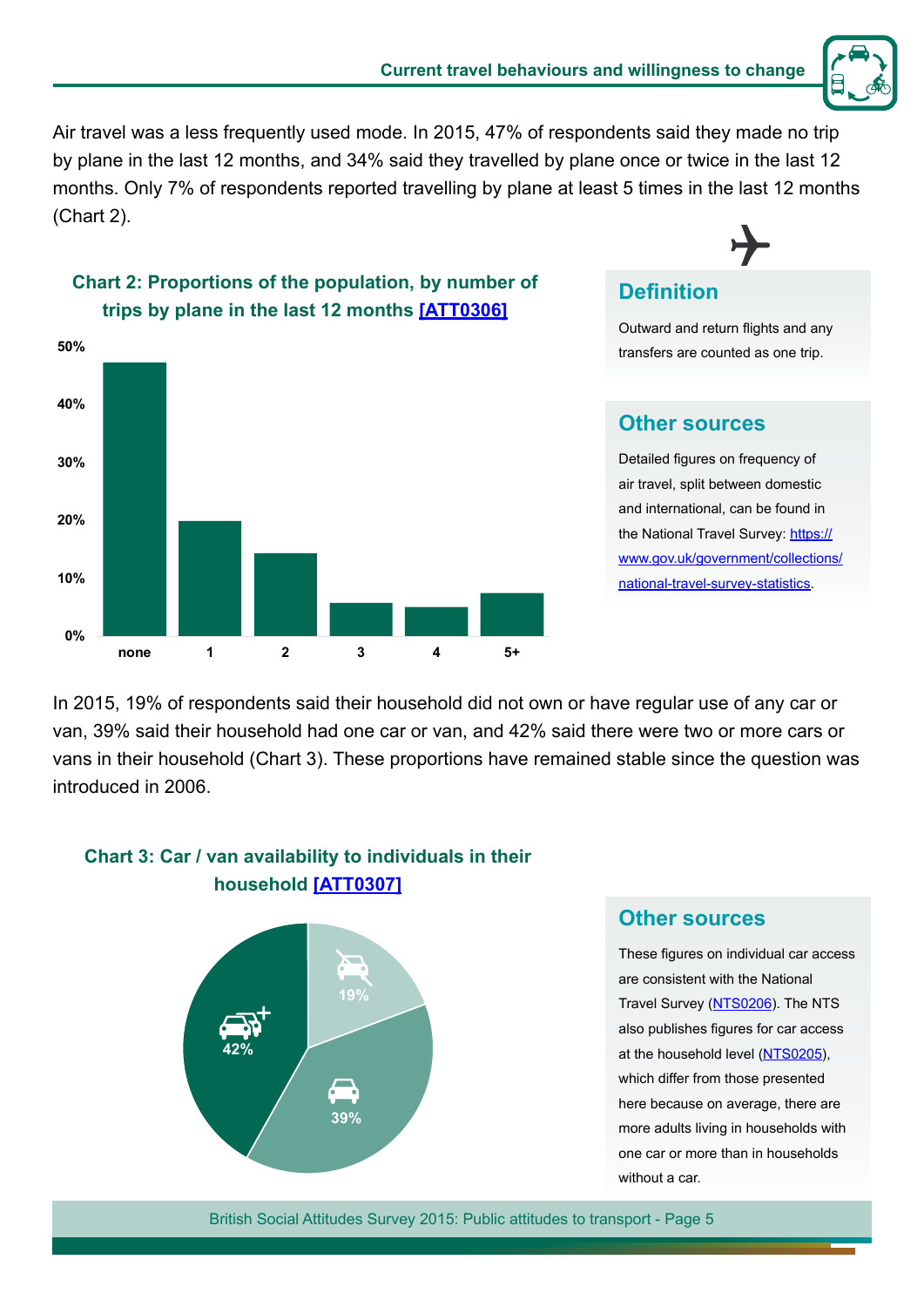Air travel was a less frequently used mode. In 2015, 47% of respondents said they made no trip by plane in the last 12 months, and 34% said they travelled by plane once or twice in the last 12 months. Only 7% of respondents reported travelling by plane at least 5 times in the last 12 months (Chart 2).

### Chart 2: Proportions of the population, by number of trips by plane in the last 12 months [ATT0306]

| Trips | none | 1 | 2 | 3 | 4 | 5+ |
|---|---|---|---|---|---|---|
| Axis labels: 0%, 10%, 20%, 30%, 40%, 50% | | | | | | |

## Definition

Outward and return flights and any transfers are counted as one trip.

## Other sources

Detailed figures on frequency of air travel, split between domestic and international, can be found in the National Travel Survey: https://www.gov.uk/government/collections/national-travel-survey-statistics.

In 2015, 19% of respondents said their household did not own or have regular use of any car or van, 39% said their household had one car or van, and 42% said there were two or more cars or vans in their household (Chart 3). These proportions have remained stable since the question was introduced in 2006.

### Chart 3: Car / van availability to individuals in their household [ATT0307]

19%

39%

42%

## Other sources

These figures on individual car access are consistent with the National Travel Survey (NTS0206). The NTS also publishes figures for car access at the household level (NTS0205), which differ from those presented here because on average, there are more adults living in households with one car or more than in households without a car.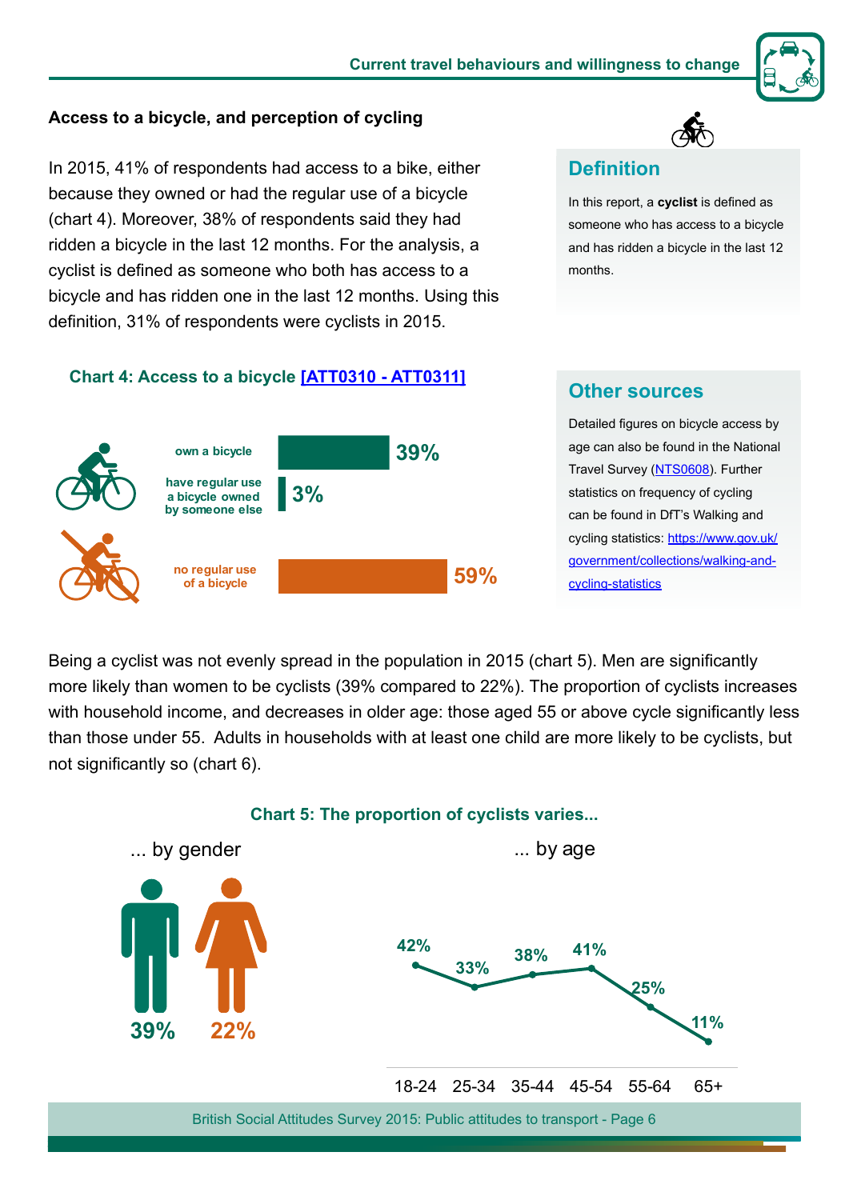## Access to a bicycle, and perception of cycling

In 2015, 41% of respondents had access to a bike, either because they owned or had the regular use of a bicycle (chart 4). Moreover, 38% of respondents said they had ridden a bicycle in the last 12 months. For the analysis, a cyclist is defined as someone who both has access to a bicycle and has ridden one in the last 12 months. Using this definition, 31% of respondents were cyclists in 2015.

### Definition

In this report, a **cyclist** is defined as someone who has access to a bicycle and has ridden a bicycle in the last 12 months.

### Chart 4: Access to a bicycle [ATT0310 - ATT0311]

| | |
|---|---|
| own a bicycle | 39% |
| have regular use a bicycle owned by someone else | 3% |
| no regular use of a bicycle | 59% |

### Other sources

Detailed figures on bicycle access by age can also be found in the National Travel Survey (NTS0608). Further statistics on frequency of cycling can be found in DfT's Walking and cycling statistics: https://www.gov.uk/government/collections/walking-and-cycling-statistics

Being a cyclist was not evenly spread in the population in 2015 (chart 5). Men are significantly more likely than women to be cyclists (39% compared to 22%). The proportion of cyclists increases with household income, and decreases in older age: those aged 55 or above cycle significantly less than those under 55. Adults in households with at least one child are more likely to be cyclists, but not significantly so (chart 6).

### Chart 5: The proportion of cyclists varies...

... by gender

| Men | Women |
|---|---|
| 39% | 22% |

... by age

| 18-24 | 25-34 | 35-44 | 45-54 | 55-64 | 65+ |
|---|---|---|---|---|---|
| 42% | 33% | 38% | 41% | 25% | 11% |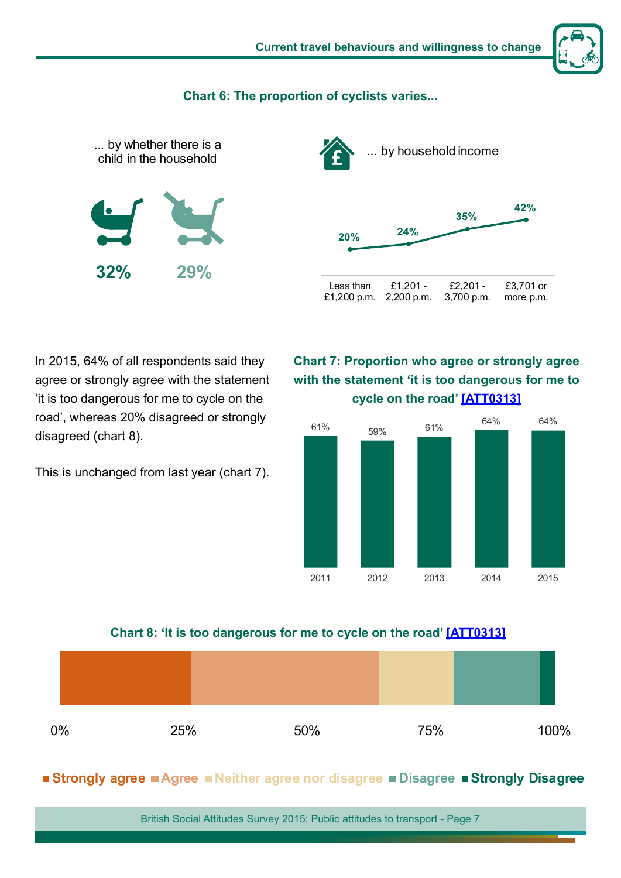## Chart 6: The proportion of cyclists varies...

... by whether there is a child in the household

| Child in household | No child in household |
|---|---|
| 32% | 29% |

... by household income

| Less than £1,200 p.m. | £1,201 - 2,200 p.m. | £2,201 - 3,700 p.m. | £3,701 or more p.m. |
|---|---|---|---|
| 20% | 24% | 35% | 42% |

In 2015, 64% of all respondents said they agree or strongly agree with the statement 'it is too dangerous for me to cycle on the road', whereas 20% disagreed or strongly disagreed (chart 8).

This is unchanged from last year (chart 7).

### Chart 7: Proportion who agree or strongly agree with the statement 'it is too dangerous for me to cycle on the road' [ATT0313]

| 2011 | 2012 | 2013 | 2014 | 2015 |
|---|---|---|---|---|
| 61% | 59% | 61% | 64% | 64% |

### Chart 8: 'It is too dangerous for me to cycle on the road' [ATT0313]

0% 25% 50% 75% 100%

■ Strongly agree ■ Agree ■ Neither agree nor disagree ■ Disagree ■ Strongly Disagree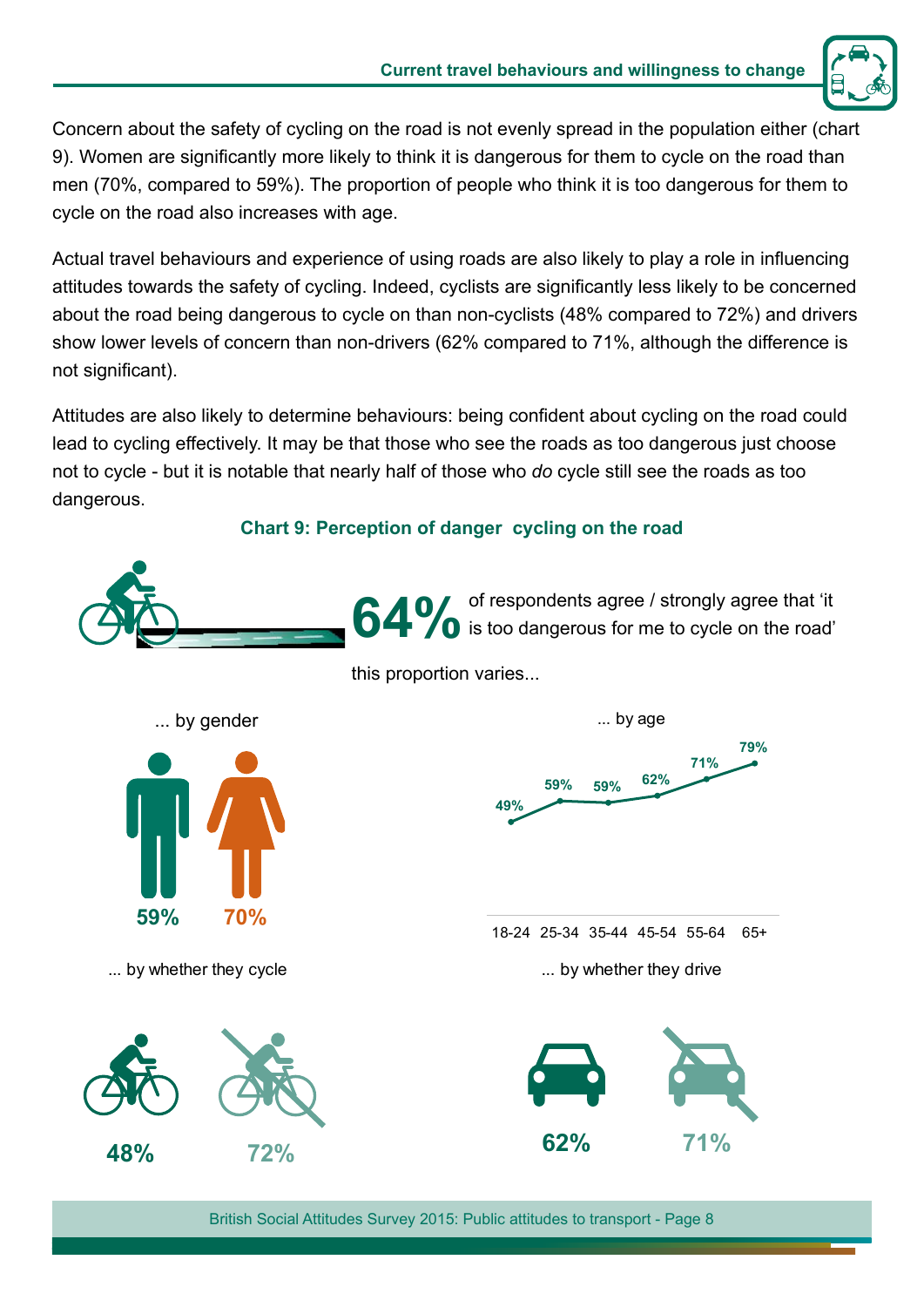Concern about the safety of cycling on the road is not evenly spread in the population either (chart 9). Women are significantly more likely to think it is dangerous for them to cycle on the road than men (70%, compared to 59%). The proportion of people who think it is too dangerous for them to cycle on the road also increases with age.

Actual travel behaviours and experience of using roads are also likely to play a role in influencing attitudes towards the safety of cycling. Indeed, cyclists are significantly less likely to be concerned about the road being dangerous to cycle on than non-cyclists (48% compared to 72%) and drivers show lower levels of concern than non-drivers (62% compared to 71%, although the difference is not significant).

Attitudes are also likely to determine behaviours: being confident about cycling on the road could lead to cycling effectively. It may be that those who see the roads as too dangerous just choose not to cycle - but it is notable that nearly half of those who *do* cycle still see the roads as too dangerous.

**Chart 9: Perception of danger cycling on the road**

**64%** of respondents agree / strongly agree that 'it is too dangerous for me to cycle on the road'

this proportion varies...

... by gender

| Men | Women |
|---|---|
| 59% | 70% |

... by age

| 18-24 | 25-34 | 35-44 | 45-54 | 55-64 | 65+ |
|---|---|---|---|---|---|
| 49% | 59% | 59% | 62% | 71% | 79% |

... by whether they cycle

| Cyclists | Non-cyclists |
|---|---|
| 48% | 72% |

... by whether they drive

| Drivers | Non-drivers |
|---|---|
| 62% | 71% |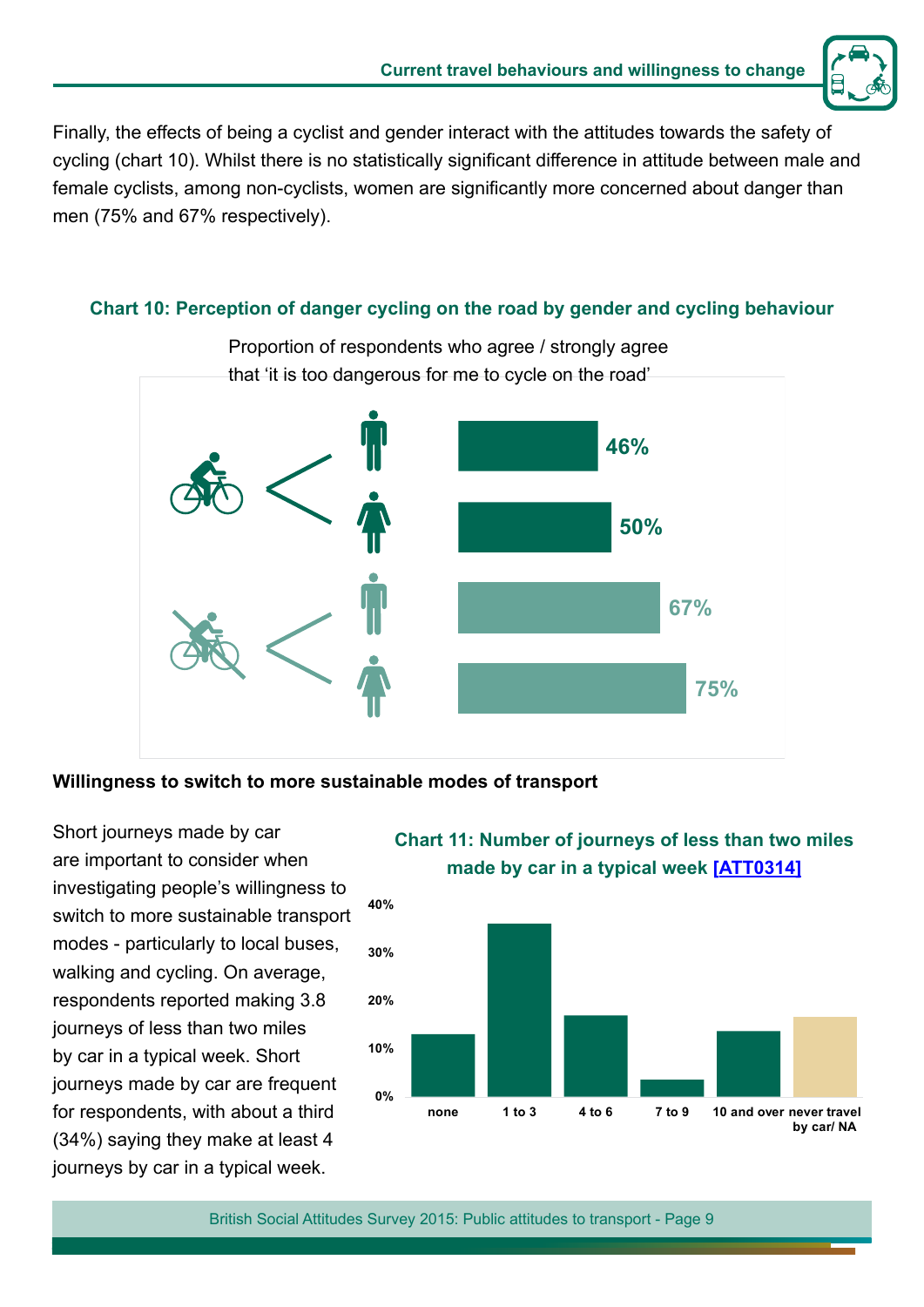Finally, the effects of being a cyclist and gender interact with the attitudes towards the safety of cycling (chart 10). Whilst there is no statistically significant difference in attitude between male and female cyclists, among non-cyclists, women are significantly more concerned about danger than men (75% and 67% respectively).

**Chart 10: Perception of danger cycling on the road by gender and cycling behaviour**

Proportion of respondents who agree / strongly agree that 'it is too dangerous for me to cycle on the road'

| | | |
|---|---|---|
| Cyclists | Men | 46% |
| | Women | 50% |
| Non-cyclists | Men | 67% |
| | Women | 75% |

## Willingness to switch to more sustainable modes of transport

Short journeys made by car are important to consider when investigating people's willingness to switch to more sustainable transport modes - particularly to local buses, walking and cycling. On average, respondents reported making 3.8 journeys of less than two miles by car in a typical week. Short journeys made by car are frequent for respondents, with about a third (34%) saying they make at least 4 journeys by car in a typical week.

**Chart 11: Number of journeys of less than two miles made by car in a typical week [ATT0314]**

Categories: none, 1 to 3, 4 to 6, 7 to 9, 10 and over, never travel by car/ NA (y-axis 0%–40%)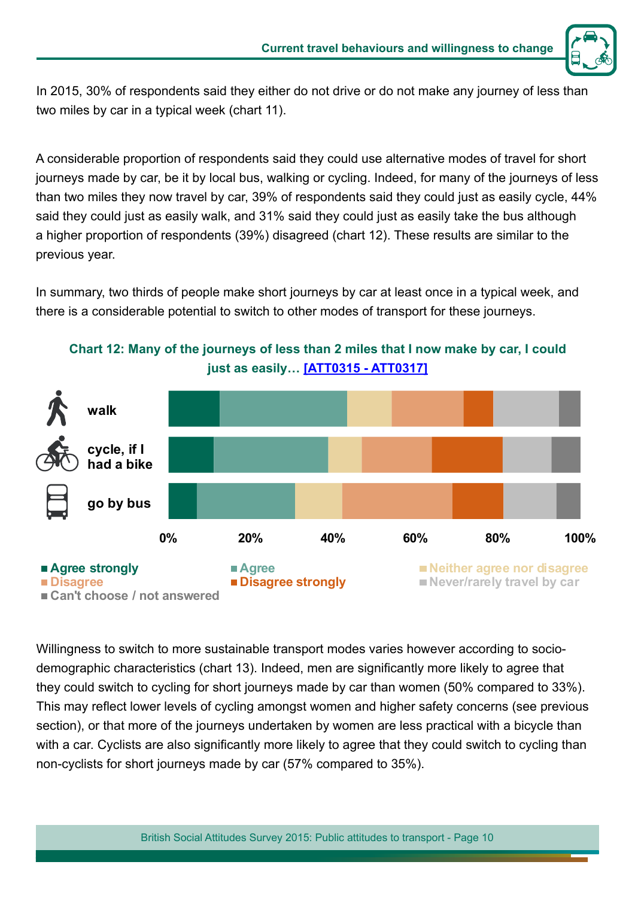In 2015, 30% of respondents said they either do not drive or do not make any journey of less than two miles by car in a typical week (chart 11).

A considerable proportion of respondents said they could use alternative modes of travel for short journeys made by car, be it by local bus, walking or cycling. Indeed, for many of the journeys of less than two miles they now travel by car, 39% of respondents said they could just as easily cycle, 44% said they could just as easily walk, and 31% said they could just as easily take the bus although a higher proportion of respondents (39%) disagreed (chart 12). These results are similar to the previous year.

In summary, two thirds of people make short journeys by car at least once in a typical week, and there is a considerable potential to switch to other modes of transport for these journeys.

**Chart 12: Many of the journeys of less than 2 miles that I now make by car, I could just as easily… [ATT0315 - ATT0317]**

walk

cycle, if I had a bike

go by bus

0% 20% 40% 60% 80% 100%

Agree strongly | Agree | Neither agree nor disagree | Disagree | Disagree strongly | Never/rarely travel by car | Can't choose / not answered

Willingness to switch to more sustainable transport modes varies however according to socio-demographic characteristics (chart 13). Indeed, men are significantly more likely to agree that they could switch to cycling for short journeys made by car than women (50% compared to 33%). This may reflect lower levels of cycling amongst women and higher safety concerns (see previous section), or that more of the journeys undertaken by women are less practical with a bicycle than with a car. Cyclists are also significantly more likely to agree that they could switch to cycling than non-cyclists for short journeys made by car (57% compared to 35%).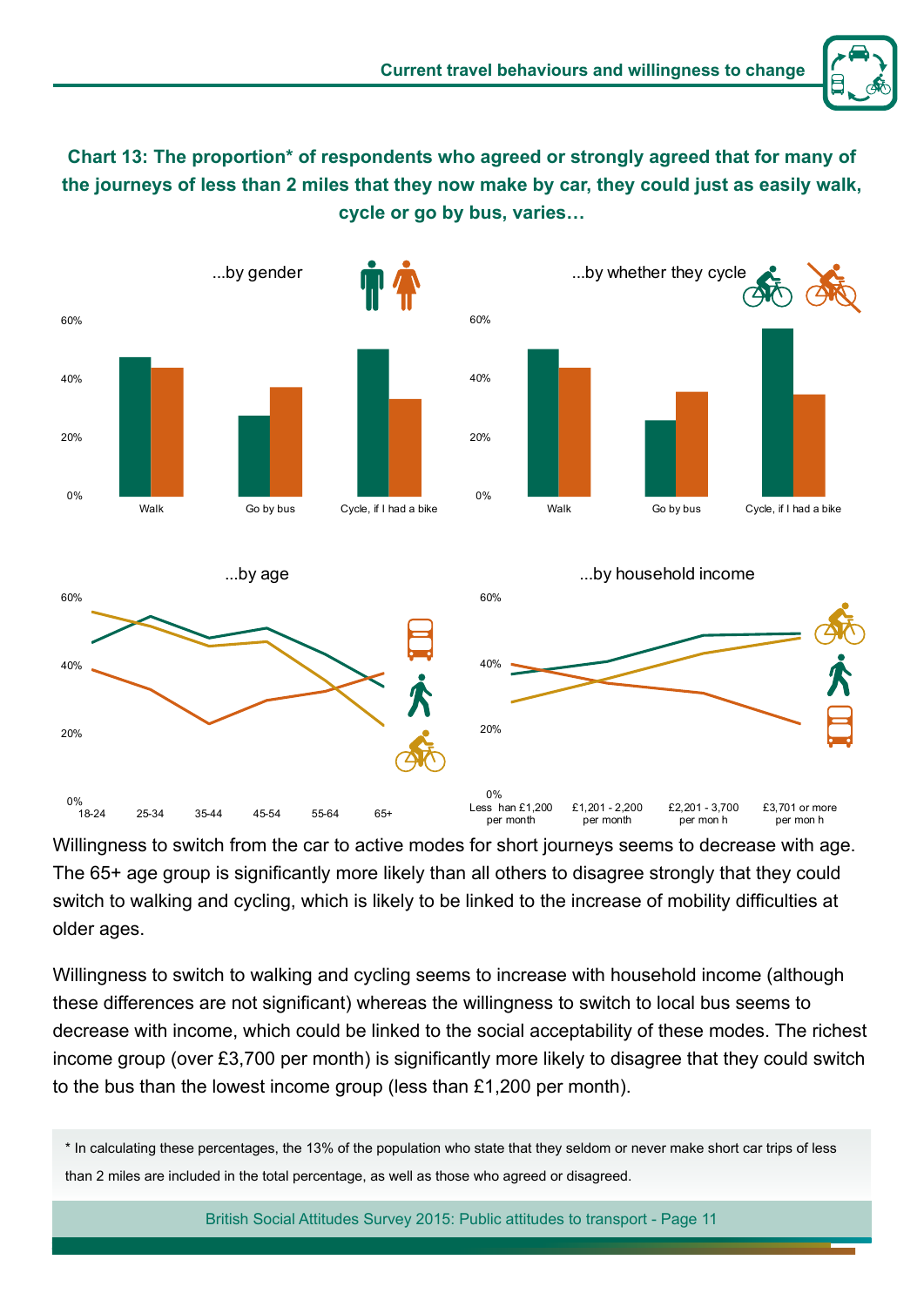## Chart 13: The proportion* of respondents who agreed or strongly agreed that for many of the journeys of less than 2 miles that they now make by car, they could just as easily walk, cycle or go by bus, varies…

...by gender

...by whether they cycle

...by age

...by household income

Willingness to switch from the car to active modes for short journeys seems to decrease with age. The 65+ age group is significantly more likely than all others to disagree strongly that they could switch to walking and cycling, which is likely to be linked to the increase of mobility difficulties at older ages.

Willingness to switch to walking and cycling seems to increase with household income (although these differences are not significant) whereas the willingness to switch to local bus seems to decrease with income, which could be linked to the social acceptability of these modes. The richest income group (over £3,700 per month) is significantly more likely to disagree that they could switch to the bus than the lowest income group (less than £1,200 per month).

\* In calculating these percentages, the 13% of the population who state that they seldom or never make short car trips of less than 2 miles are included in the total percentage, as well as those who agreed or disagreed.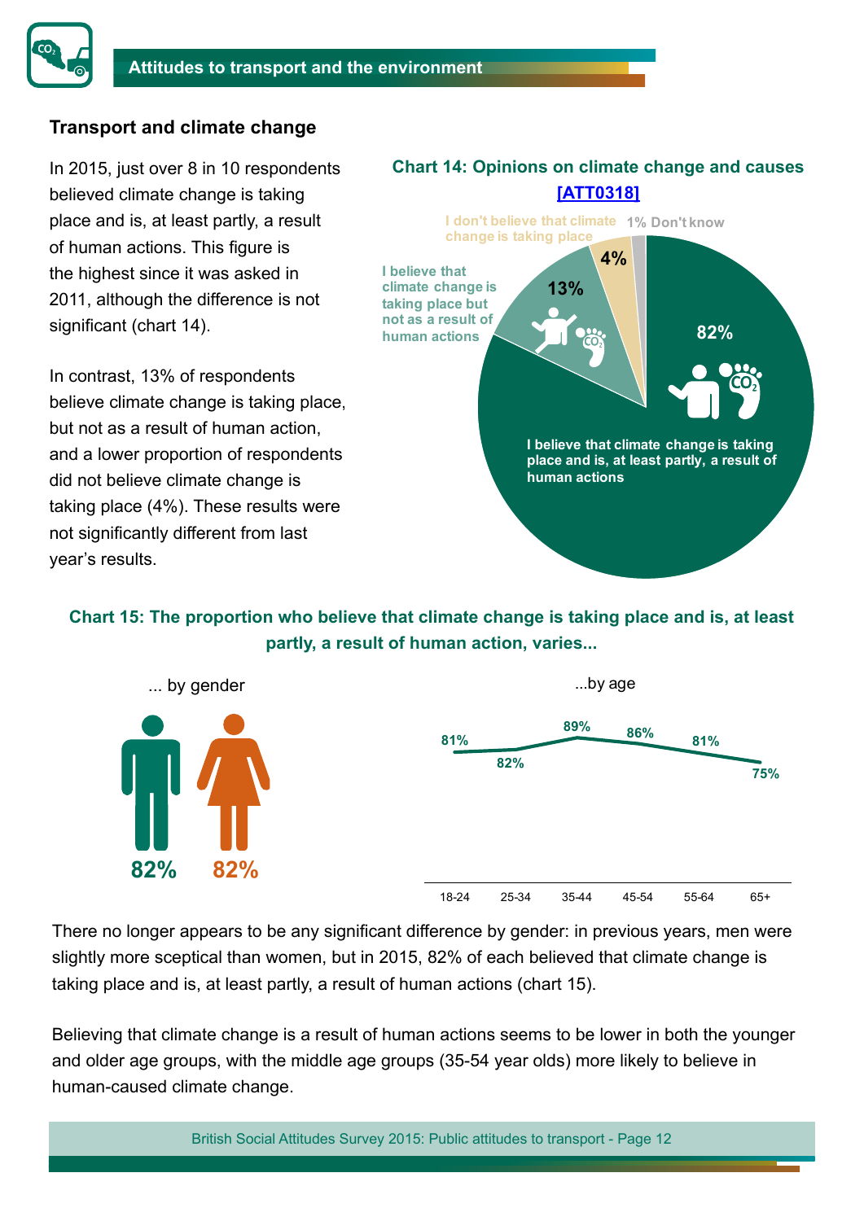## Transport and climate change

In 2015, just over 8 in 10 respondents believed climate change is taking place and is, at least partly, a result of human actions. This figure is the highest since it was asked in 2011, although the difference is not significant (chart 14).

In contrast, 13% of respondents believe climate change is taking place, but not as a result of human action, and a lower proportion of respondents did not believe climate change is taking place (4%). These results were not significantly different from last year's results.

**Chart 14: Opinions on climate change and causes [ATT0318]**

| Opinion | % |
| --- | --- |
| I believe that climate change is taking place and is, at least partly, a result of human actions | 82% |
| I believe that climate change is taking place but not as a result of human actions | 13% |
| I don't believe that climate change is taking place | 4% |
| Don't know | 1% |

**Chart 15: The proportion who believe that climate change is taking place and is, at least partly, a result of human action, varies...**

... by gender

| Men | Women |
| --- | --- |
| 82% | 82% |

...by age

| 18-24 | 25-34 | 35-44 | 45-54 | 55-64 | 65+ |
| --- | --- | --- | --- | --- | --- |
| 81% | 82% | 89% | 86% | 81% | 75% |

There no longer appears to be any significant difference by gender: in previous years, men were slightly more sceptical than women, but in 2015, 82% of each believed that climate change is taking place and is, at least partly, a result of human actions (chart 15).

Believing that climate change is a result of human actions seems to be lower in both the younger and older age groups, with the middle age groups (35-54 year olds) more likely to believe in human-caused climate change.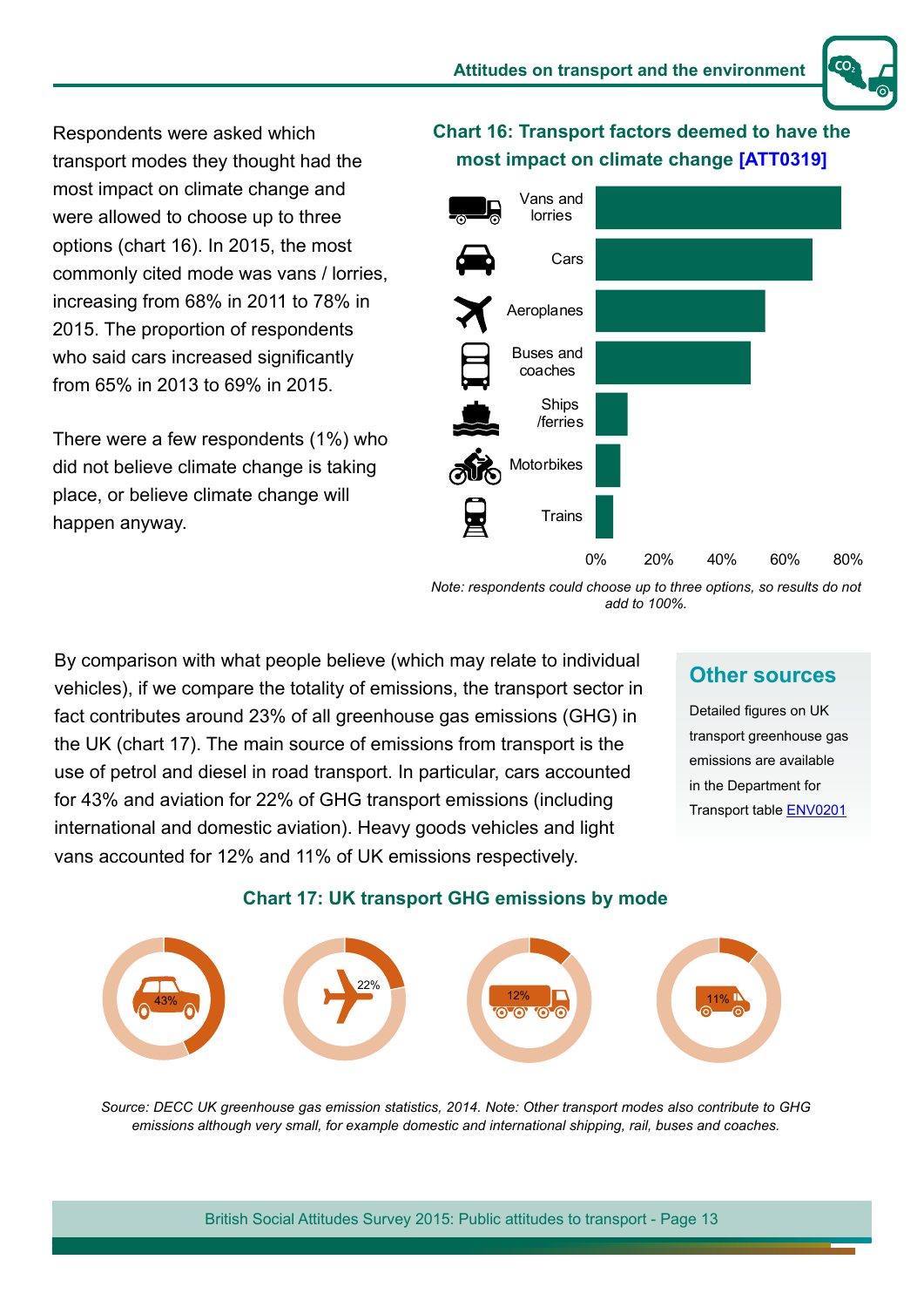Respondents were asked which transport modes they thought had the most impact on climate change and were allowed to choose up to three options (chart 16). In 2015, the most commonly cited mode was vans / lorries, increasing from 68% in 2011 to 78% in 2015. The proportion of respondents who said cars increased significantly from 65% in 2013 to 69% in 2015.

There were a few respondents (1%) who did not believe climate change is taking place, or believe climate change will happen anyway.

### Chart 16: Transport factors deemed to have the most impact on climate change [ATT0319]

Vans and lorries
Cars
Aeroplanes
Buses and coaches
Ships /ferries
Motorbikes
Trains

0% 20% 40% 60% 80%

*Note: respondents could choose up to three options, so results do not add to 100%.*

By comparison with what people believe (which may relate to individual vehicles), if we compare the totality of emissions, the transport sector in fact contributes around 23% of all greenhouse gas emissions (GHG) in the UK (chart 17). The main source of emissions from transport is the use of petrol and diesel in road transport. In particular, cars accounted for 43% and aviation for 22% of GHG transport emissions (including international and domestic aviation). Heavy goods vehicles and light vans accounted for 12% and 11% of UK emissions respectively.

## Other sources

Detailed figures on UK transport greenhouse gas emissions are available in the Department for Transport table ENV0201

### Chart 17: UK transport GHG emissions by mode

43% 22% 12% 11%

*Source: DECC UK greenhouse gas emission statistics, 2014. Note: Other transport modes also contribute to GHG emissions although very small, for example domestic and international shipping, rail, buses and coaches.*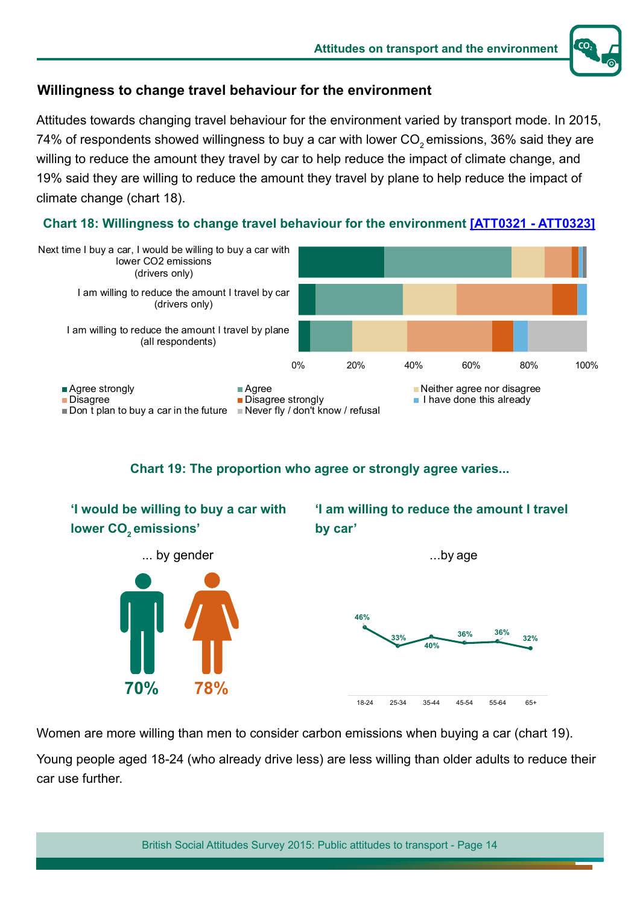## Willingness to change travel behaviour for the environment

Attitudes towards changing travel behaviour for the environment varied by transport mode. In 2015, 74% of respondents showed willingness to buy a car with lower $CO_2$ emissions, 36% said they are willing to reduce the amount they travel by car to help reduce the impact of climate change, and 19% said they are willing to reduce the amount they travel by plane to help reduce the impact of climate change (chart 18).

**Chart 18: Willingness to change travel behaviour for the environment [ATT0321 - ATT0323]**

Next time I buy a car, I would be willing to buy a car with lower CO2 emissions (drivers only)

I am willing to reduce the amount I travel by car (drivers only)

I am willing to reduce the amount I travel by plane (all respondents)

0% 20% 40% 60% 80% 100%

Agree strongly; Agree; Neither agree nor disagree; Disagree; Disagree strongly; I have done this already; Don t plan to buy a car in the future; Never fly / don't know / refusal

**Chart 19: The proportion who agree or strongly agree varies...**

**'I would be willing to buy a car with lower $CO_2$ emissions'**

... by gender

70% 78%

**'I am willing to reduce the amount I travel by car'**

...by age

| 18-24 | 25-34 | 35-44 | 45-54 | 55-64 | 65+ |
|---|---|---|---|---|---|
| 46% | 33% | 40% | 36% | 36% | 32% |

Women are more willing than men to consider carbon emissions when buying a car (chart 19).

Young people aged 18-24 (who already drive less) are less willing than older adults to reduce their car use further.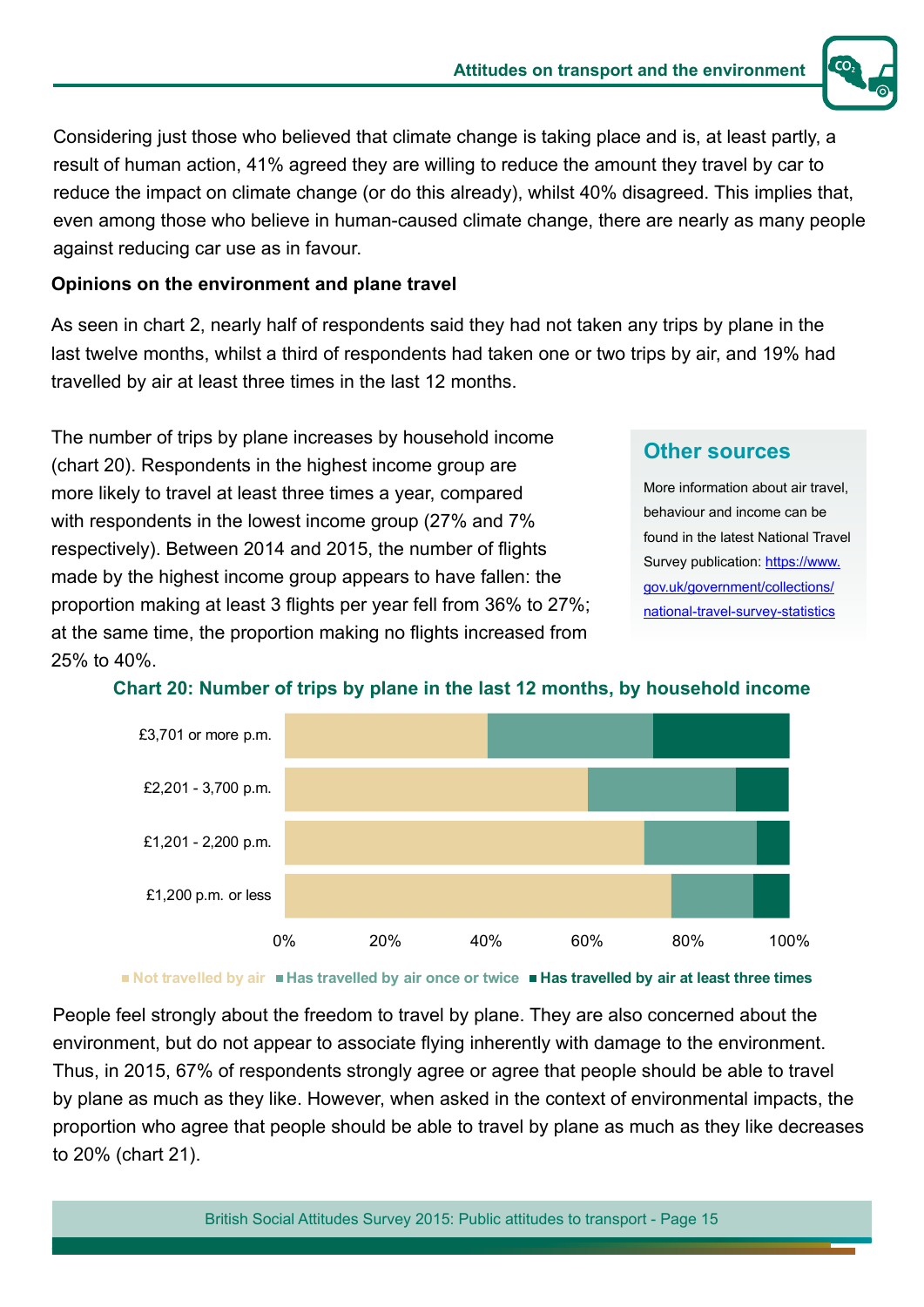Considering just those who believed that climate change is taking place and is, at least partly, a result of human action, 41% agreed they are willing to reduce the amount they travel by car to reduce the impact on climate change (or do this already), whilst 40% disagreed. This implies that, even among those who believe in human-caused climate change, there are nearly as many people against reducing car use as in favour.

**Opinions on the environment and plane travel**

As seen in chart 2, nearly half of respondents said they had not taken any trips by plane in the last twelve months, whilst a third of respondents had taken one or two trips by air, and 19% had travelled by air at least three times in the last 12 months.

The number of trips by plane increases by household income (chart 20). Respondents in the highest income group are more likely to travel at least three times a year, compared with respondents in the lowest income group (27% and 7% respectively). Between 2014 and 2015, the number of flights made by the highest income group appears to have fallen: the proportion making at least 3 flights per year fell from 36% to 27%; at the same time, the proportion making no flights increased from 25% to 40%.

### Other sources

More information about air travel, behaviour and income can be found in the latest National Travel Survey publication: https://www.gov.uk/government/collections/national-travel-survey-statistics

**Chart 20: Number of trips by plane in the last 12 months, by household income**

Categories: £3,701 or more p.m.; £2,201 - 3,700 p.m.; £1,201 - 2,200 p.m.; £1,200 p.m. or less

Axis: 0%, 20%, 40%, 60%, 80%, 100%

Legend: Not travelled by air; Has travelled by air once or twice; Has travelled by air at least three times

People feel strongly about the freedom to travel by plane. They are also concerned about the environment, but do not appear to associate flying inherently with damage to the environment. Thus, in 2015, 67% of respondents strongly agree or agree that people should be able to travel by plane as much as they like. However, when asked in the context of environmental impacts, the proportion who agree that people should be able to travel by plane as much as they like decreases to 20% (chart 21).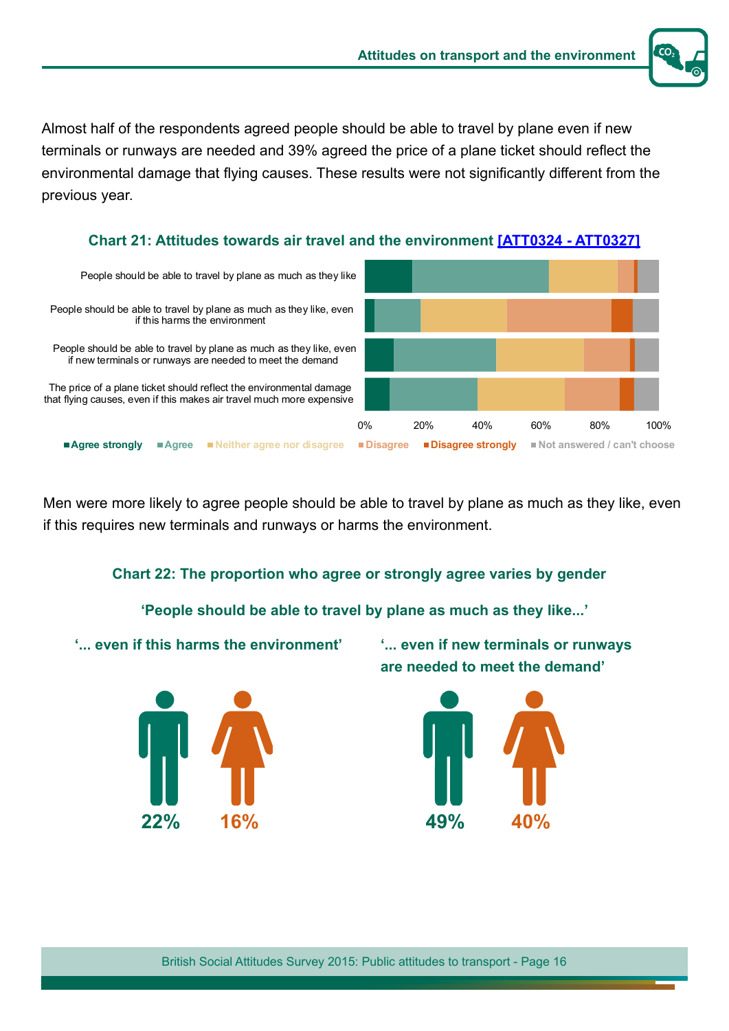Almost half of the respondents agreed people should be able to travel by plane even if new terminals or runways are needed and 39% agreed the price of a plane ticket should reflect the environmental damage that flying causes. These results were not significantly different from the previous year.

**Chart 21: Attitudes towards air travel and the environment [ATT0324 - ATT0327]**

People should be able to travel by plane as much as they like

People should be able to travel by plane as much as they like, even if this harms the environment

People should be able to travel by plane as much as they like, even if new terminals or runways are needed to meet the demand

The price of a plane ticket should reflect the environmental damage that flying causes, even if this makes air travel much more expensive

0% 20% 40% 60% 80% 100%

Agree strongly | Agree | Neither agree nor disagree | Disagree | Disagree strongly | Not answered / can't choose

Men were more likely to agree people should be able to travel by plane as much as they like, even if this requires new terminals and runways or harms the environment.

**Chart 22: The proportion who agree or strongly agree varies by gender**

**'People should be able to travel by plane as much as they like...'**

**'... even if this harms the environment'**

22% 16%

**'... even if new terminals or runways are needed to meet the demand'**

49% 40%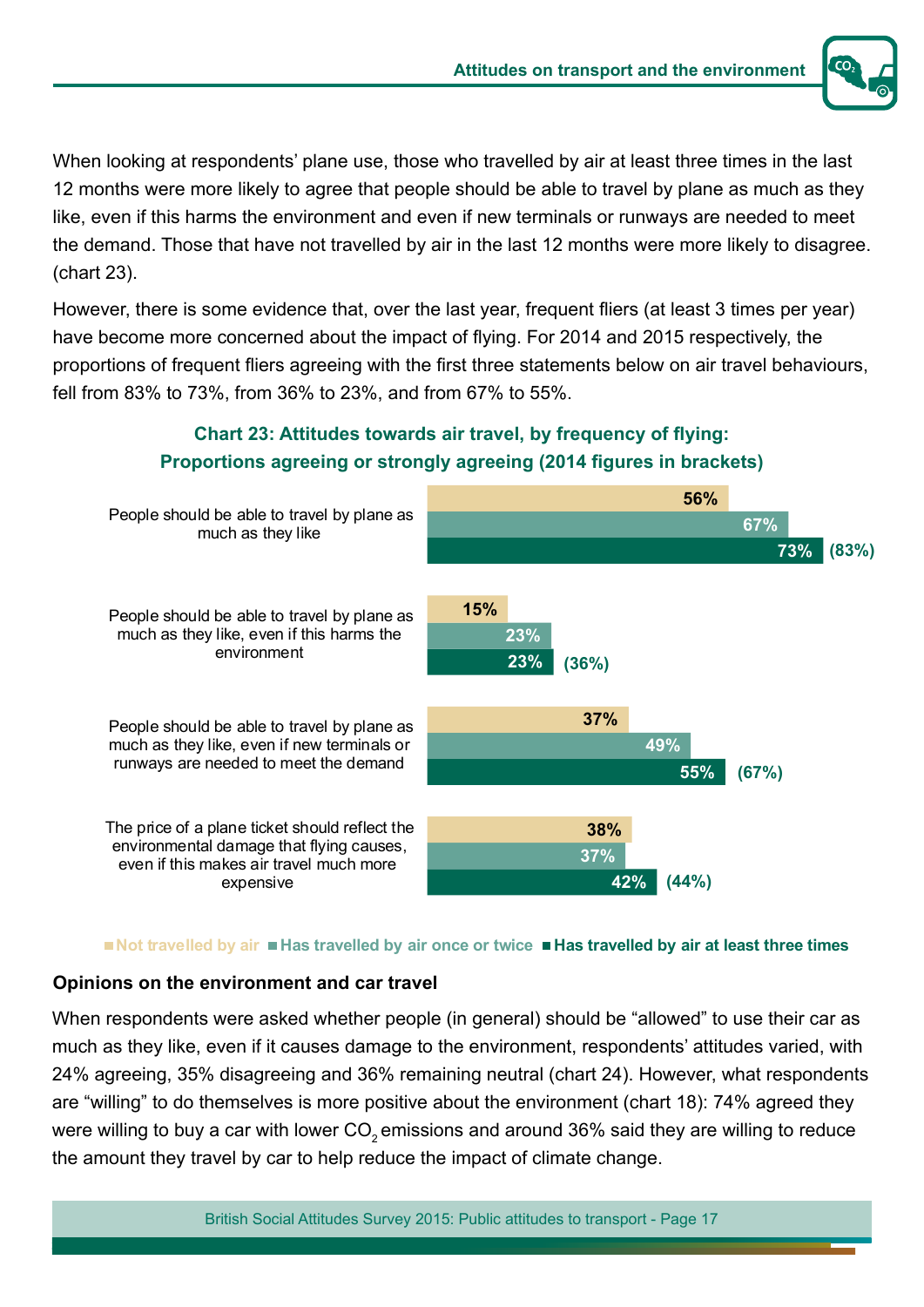When looking at respondents' plane use, those who travelled by air at least three times in the last 12 months were more likely to agree that people should be able to travel by plane as much as they like, even if this harms the environment and even if new terminals or runways are needed to meet the demand. Those that have not travelled by air in the last 12 months were more likely to disagree. (chart 23).

However, there is some evidence that, over the last year, frequent fliers (at least 3 times per year) have become more concerned about the impact of flying. For 2014 and 2015 respectively, the proportions of frequent fliers agreeing with the first three statements below on air travel behaviours, fell from 83% to 73%, from 36% to 23%, and from 67% to 55%.

**Chart 23: Attitudes towards air travel, by frequency of flying: Proportions agreeing or strongly agreeing (2014 figures in brackets)**

| Statement | Not travelled by air | Has travelled by air once or twice | Has travelled by air at least three times |
|---|---|---|---|
| People should be able to travel by plane as much as they like | 56% | 67% | 73% (83%) |
| People should be able to travel by plane as much as they like, even if this harms the environment | 15% | 23% | 23% (36%) |
| People should be able to travel by plane as much as they like, even if new terminals or runways are needed to meet the demand | 37% | 49% | 55% (67%) |
| The price of a plane ticket should reflect the environmental damage that flying causes, even if this makes air travel much more expensive | 38% | 37% | 42% (44%) |

### Opinions on the environment and car travel

When respondents were asked whether people (in general) should be "allowed" to use their car as much as they like, even if it causes damage to the environment, respondents' attitudes varied, with 24% agreeing, 35% disagreeing and 36% remaining neutral (chart 24). However, what respondents are "willing" to do themselves is more positive about the environment (chart 18): 74% agreed they were willing to buy a car with lower $CO_2$ emissions and around 36% said they are willing to reduce the amount they travel by car to help reduce the impact of climate change.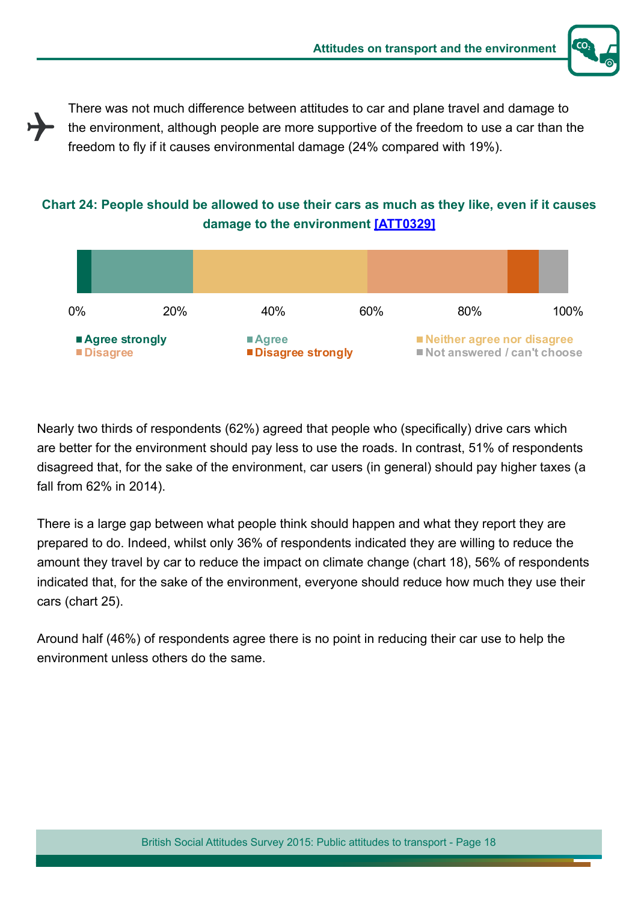There was not much difference between attitudes to car and plane travel and damage to the environment, although people are more supportive of the freedom to use a car than the freedom to fly if it causes environmental damage (24% compared with 19%).

**Chart 24: People should be allowed to use their cars as much as they like, even if it causes damage to the environment [ATT0329]**

0% 20% 40% 60% 80% 100%

Agree strongly | Agree | Neither agree nor disagree | Disagree | Disagree strongly | Not answered / can't choose

Nearly two thirds of respondents (62%) agreed that people who (specifically) drive cars which are better for the environment should pay less to use the roads. In contrast, 51% of respondents disagreed that, for the sake of the environment, car users (in general) should pay higher taxes (a fall from 62% in 2014).

There is a large gap between what people think should happen and what they report they are prepared to do. Indeed, whilst only 36% of respondents indicated they are willing to reduce the amount they travel by car to reduce the impact on climate change (chart 18), 56% of respondents indicated that, for the sake of the environment, everyone should reduce how much they use their cars (chart 25).

Around half (46%) of respondents agree there is no point in reducing their car use to help the environment unless others do the same.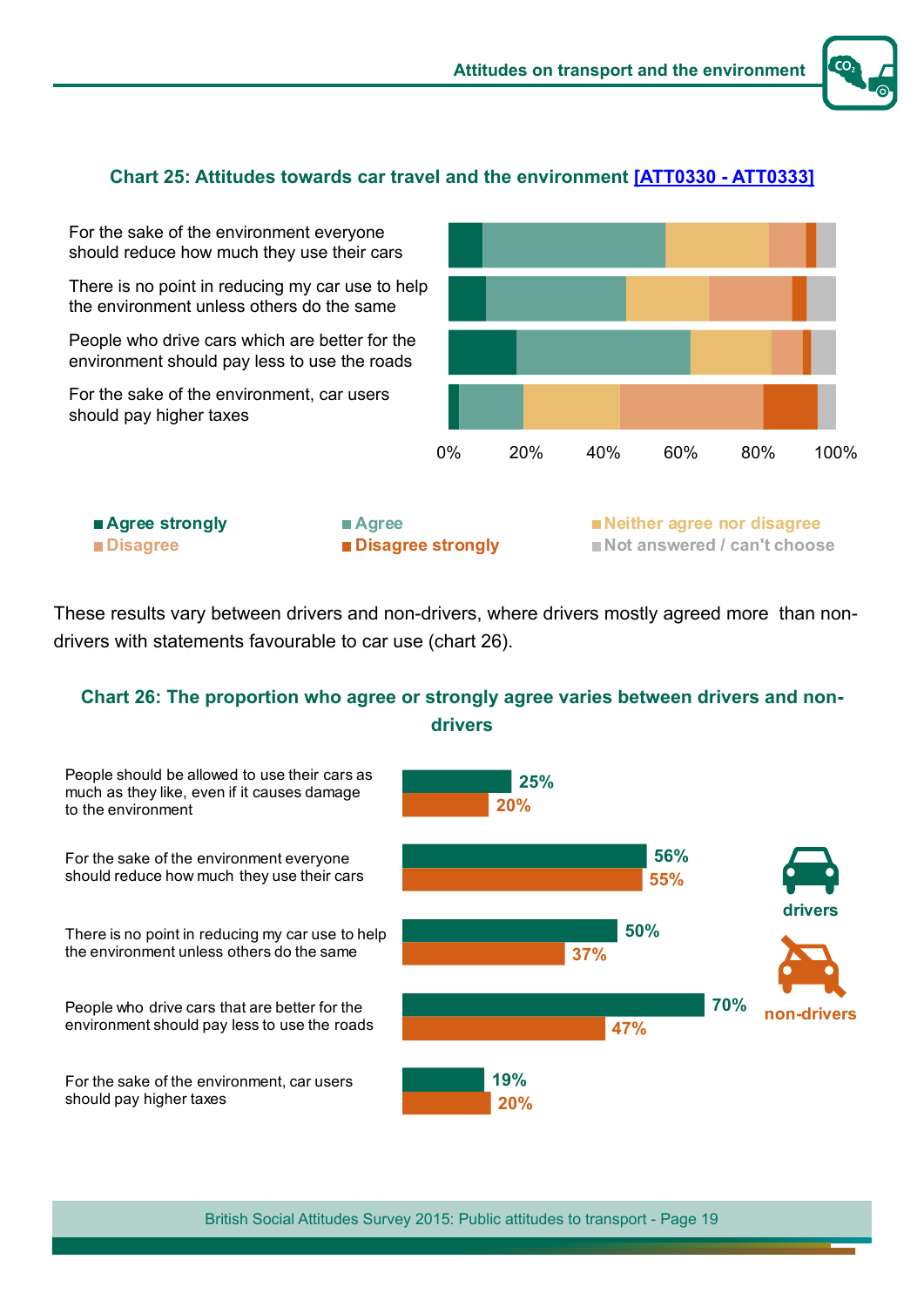**Chart 25: Attitudes towards car travel and the environment [ATT0330 - ATT0333]**

- For the sake of the environment everyone should reduce how much they use their cars
- There is no point in reducing my car use to help the environment unless others do the same
- People who drive cars which are better for the environment should pay less to use the roads
- For the sake of the environment, car users should pay higher taxes

0% 20% 40% 60% 80% 100%

Agree strongly | Agree | Neither agree nor disagree | Disagree | Disagree strongly | Not answered / can't choose

These results vary between drivers and non-drivers, where drivers mostly agreed more than non-drivers with statements favourable to car use (chart 26).

**Chart 26: The proportion who agree or strongly agree varies between drivers and non-drivers**

| Statement | drivers | non-drivers |
|---|---|---|
| People should be allowed to use their cars as much as they like, even if it causes damage to the environment | 25% | 20% |
| For the sake of the environment everyone should reduce how much they use their cars | 56% | 55% |
| There is no point in reducing my car use to help the environment unless others do the same | 50% | 37% |
| People who drive cars that are better for the environment should pay less to use the roads | 70% | 47% |
| For the sake of the environment, car users should pay higher taxes | 19% | 20% |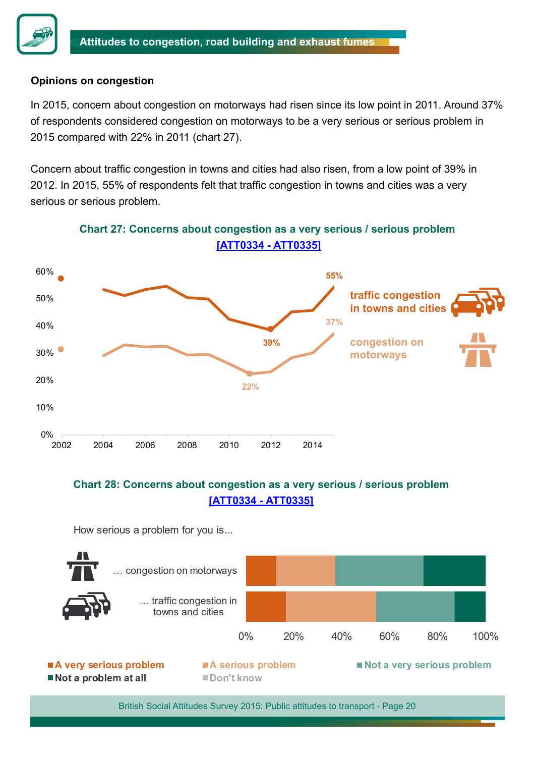### Opinions on congestion

In 2015, concern about congestion on motorways had risen since its low point in 2011. Around 37% of respondents considered congestion on motorways to be a very serious or serious problem in 2015 compared with 22% in 2011 (chart 27).

Concern about traffic congestion in towns and cities had also risen, from a low point of 39% in 2012. In 2015, 55% of respondents felt that traffic congestion in towns and cities was a very serious or serious problem.

**Chart 27: Concerns about congestion as a very serious / serious problem [ATT0334 - ATT0335]**

**Chart 28: Concerns about congestion as a very serious / serious problem [ATT0334 - ATT0335]**

How serious a problem for you is...

- … congestion on motorways
- … traffic congestion in towns and cities

A very serious problem · A serious problem · Not a very serious problem · Not a problem at all · Don't know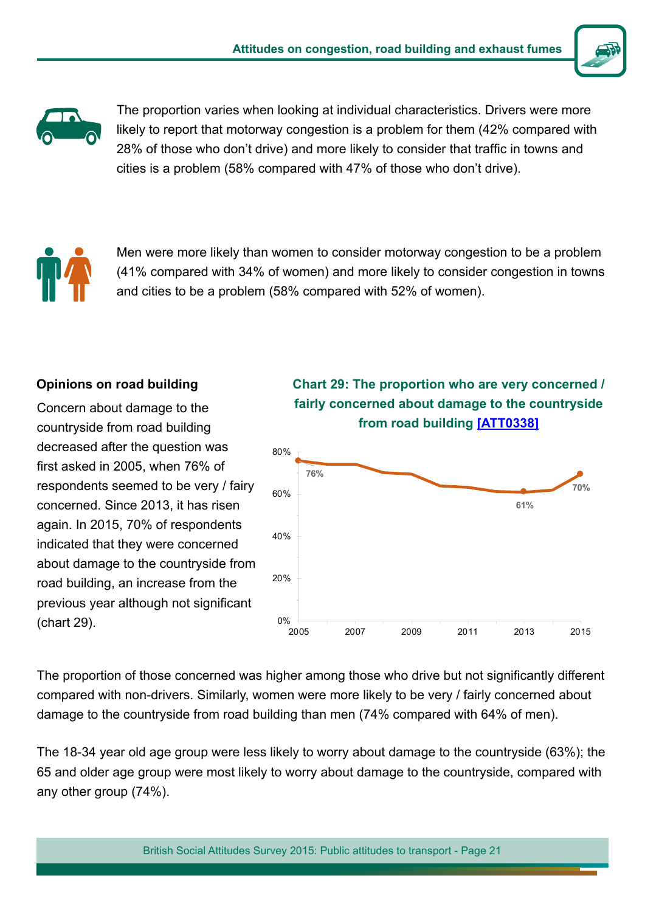The proportion varies when looking at individual characteristics. Drivers were more likely to report that motorway congestion is a problem for them (42% compared with 28% of those who don't drive) and more likely to consider that traffic in towns and cities is a problem (58% compared with 47% of those who don't drive).

Men were more likely than women to consider motorway congestion to be a problem (41% compared with 34% of women) and more likely to consider congestion in towns and cities to be a problem (58% compared with 52% of women).

## Opinions on road building

Concern about damage to the countryside from road building decreased after the question was first asked in 2005, when 76% of respondents seemed to be very / fairly concerned. Since 2013, it has risen again. In 2015, 70% of respondents indicated that they were concerned about damage to the countryside from road building, an increase from the previous year although not significant (chart 29).

**Chart 29: The proportion who are very concerned / fairly concerned about damage to the countryside from road building [ATT0338]**

The proportion of those concerned was higher among those who drive but not significantly different compared with non-drivers. Similarly, women were more likely to be very / fairly concerned about damage to the countryside from road building than men (74% compared with 64% of men).

The 18-34 year old age group were less likely to worry about damage to the countryside (63%); the 65 and older age group were most likely to worry about damage to the countryside, compared with any other group (74%).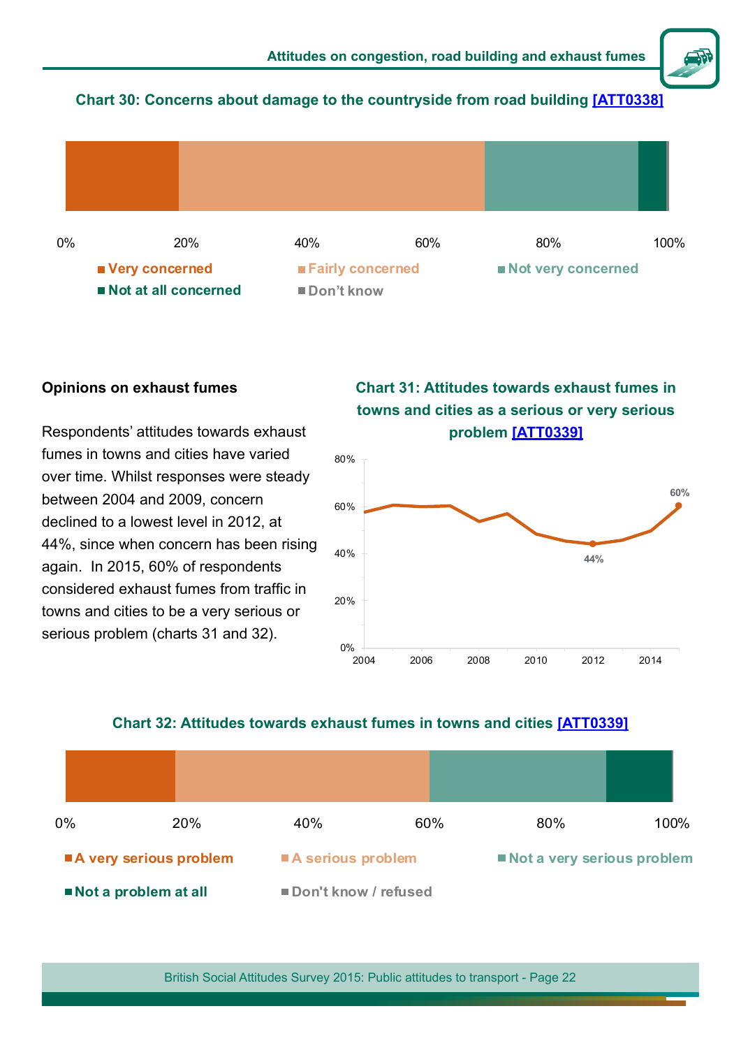**Chart 30: Concerns about damage to the countryside from road building [ATT0338]**

0% 20% 40% 60% 80% 100%

Very concerned | Fairly concerned | Not very concerned | Not at all concerned | Don't know

### Opinions on exhaust fumes

Respondents' attitudes towards exhaust fumes in towns and cities have varied over time. Whilst responses were steady between 2004 and 2009, concern declined to a lowest level in 2012, at 44%, since when concern has been rising again. In 2015, 60% of respondents considered exhaust fumes from traffic in towns and cities to be a very serious or serious problem (charts 31 and 32).

**Chart 31: Attitudes towards exhaust fumes in towns and cities as a serious or very serious problem [ATT0339]**

80% 60% 40% 20% 0%

2004 2006 2008 2010 2012 2014

44% 60%

**Chart 32: Attitudes towards exhaust fumes in towns and cities [ATT0339]**

0% 20% 40% 60% 80% 100%

A very serious problem | A serious problem | Not a very serious problem | Not a problem at all | Don't know / refused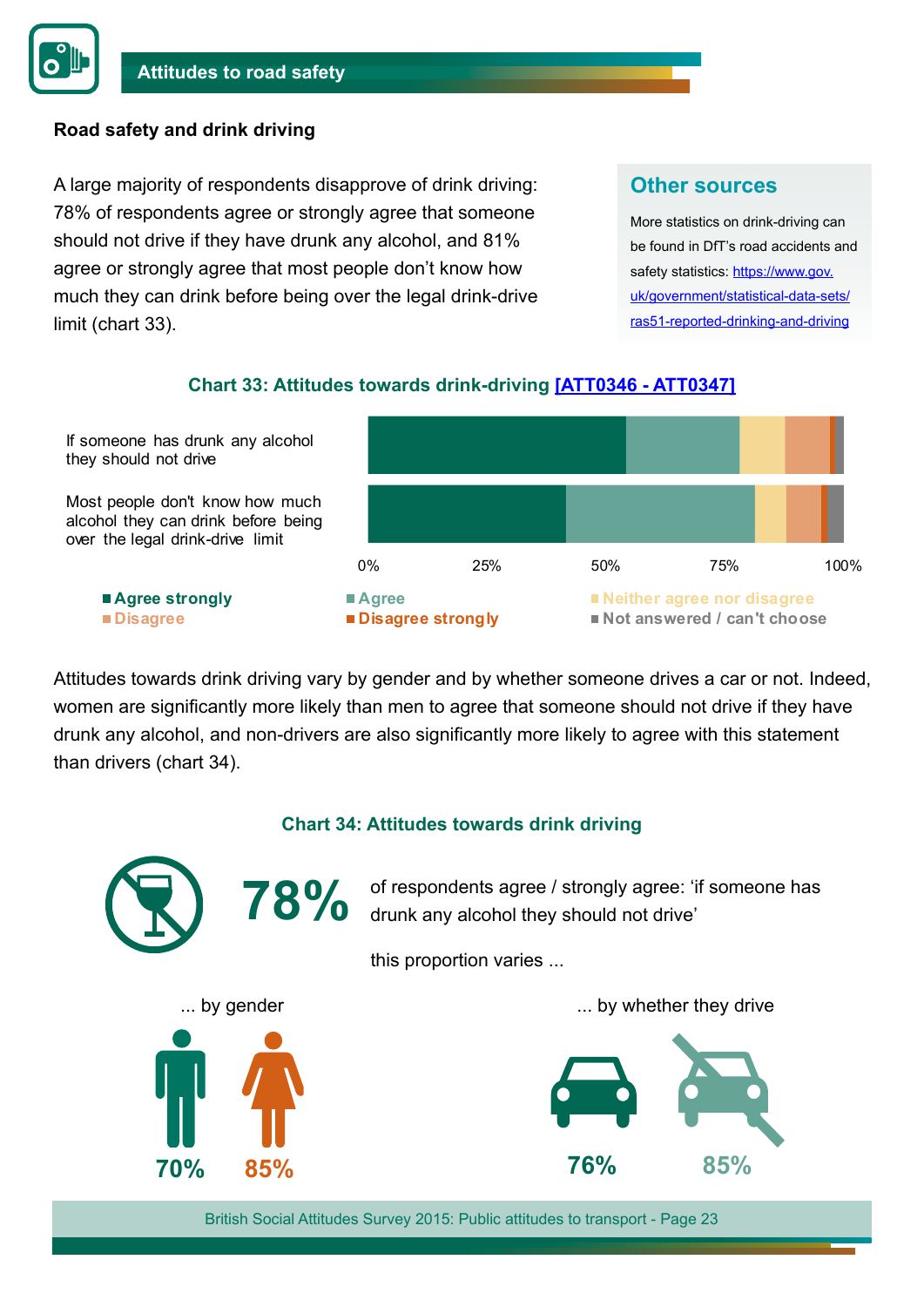## Road safety and drink driving

A large majority of respondents disapprove of drink driving: 78% of respondents agree or strongly agree that someone should not drive if they have drunk any alcohol, and 81% agree or strongly agree that most people don't know how much they can drink before being over the legal drink-drive limit (chart 33).

> **Other sources**
>
> More statistics on drink-driving can be found in DfT's road accidents and safety statistics: https://www.gov.uk/government/statistical-data-sets/ras51-reported-drinking-and-driving

**Chart 33: Attitudes towards drink-driving [ATT0346 - ATT0347]**

If someone has drunk any alcohol they should not drive

Most people don't know how much alcohol they can drink before being over the legal drink-drive limit

0% 25% 50% 75% 100%

■ Agree strongly ■ Agree ■ Neither agree nor disagree ■ Disagree ■ Disagree strongly ■ Not answered / can't choose

Attitudes towards drink driving vary by gender and by whether someone drives a car or not. Indeed, women are significantly more likely than men to agree that someone should not drive if they have drunk any alcohol, and non-drivers are also significantly more likely to agree with this statement than drivers (chart 34).

**Chart 34: Attitudes towards drink driving**

**78%** of respondents agree / strongly agree: 'if someone has drunk any alcohol they should not drive'

this proportion varies ...

... by gender

**70%** **85%**

... by whether they drive

**76%** **85%**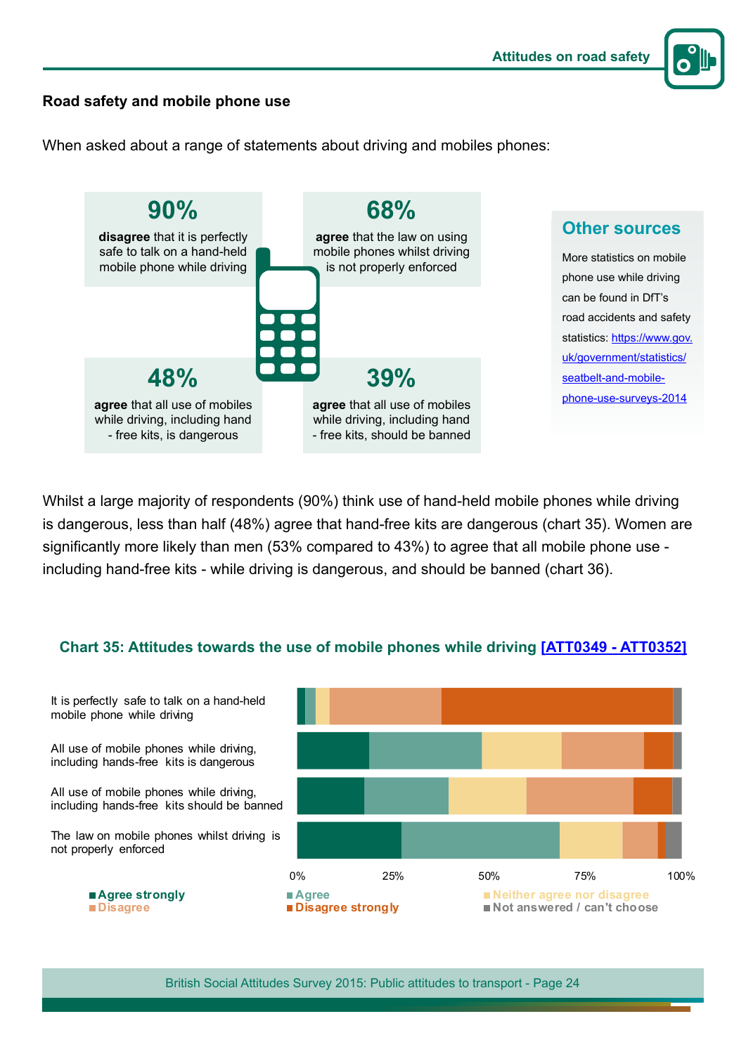## Road safety and mobile phone use

When asked about a range of statements about driving and mobiles phones:

**90%**

**disagree** that it is perfectly safe to talk on a hand-held mobile phone while driving

**68%**

**agree** that the law on using mobile phones whilst driving is not properly enforced

**48%**

**agree** that all use of mobiles while driving, including hand - free kits, is dangerous

**39%**

**agree** that all use of mobiles while driving, including hand - free kits, should be banned

### Other sources

More statistics on mobile phone use while driving can be found in DfT's road accidents and safety statistics: https://www.gov.uk/government/statistics/seatbelt-and-mobile-phone-use-surveys-2014

Whilst a large majority of respondents (90%) think use of hand-held mobile phones while driving is dangerous, less than half (48%) agree that hand-free kits are dangerous (chart 35). Women are significantly more likely than men (53% compared to 43%) to agree that all mobile phone use - including hand-free kits - while driving is dangerous, and should be banned (chart 36).

**Chart 35: Attitudes towards the use of mobile phones while driving [ATT0349 - ATT0352]**

Statements shown:
- It is perfectly safe to talk on a hand-held mobile phone while driving
- All use of mobile phones while driving, including hands-free kits is dangerous
- All use of mobile phones while driving, including hands-free kits should be banned
- The law on mobile phones whilst driving is not properly enforced

Axis: 0%, 25%, 50%, 75%, 100%

Legend: Agree strongly; Agree; Neither agree nor disagree; Disagree; Disagree strongly; Not answered / can't choose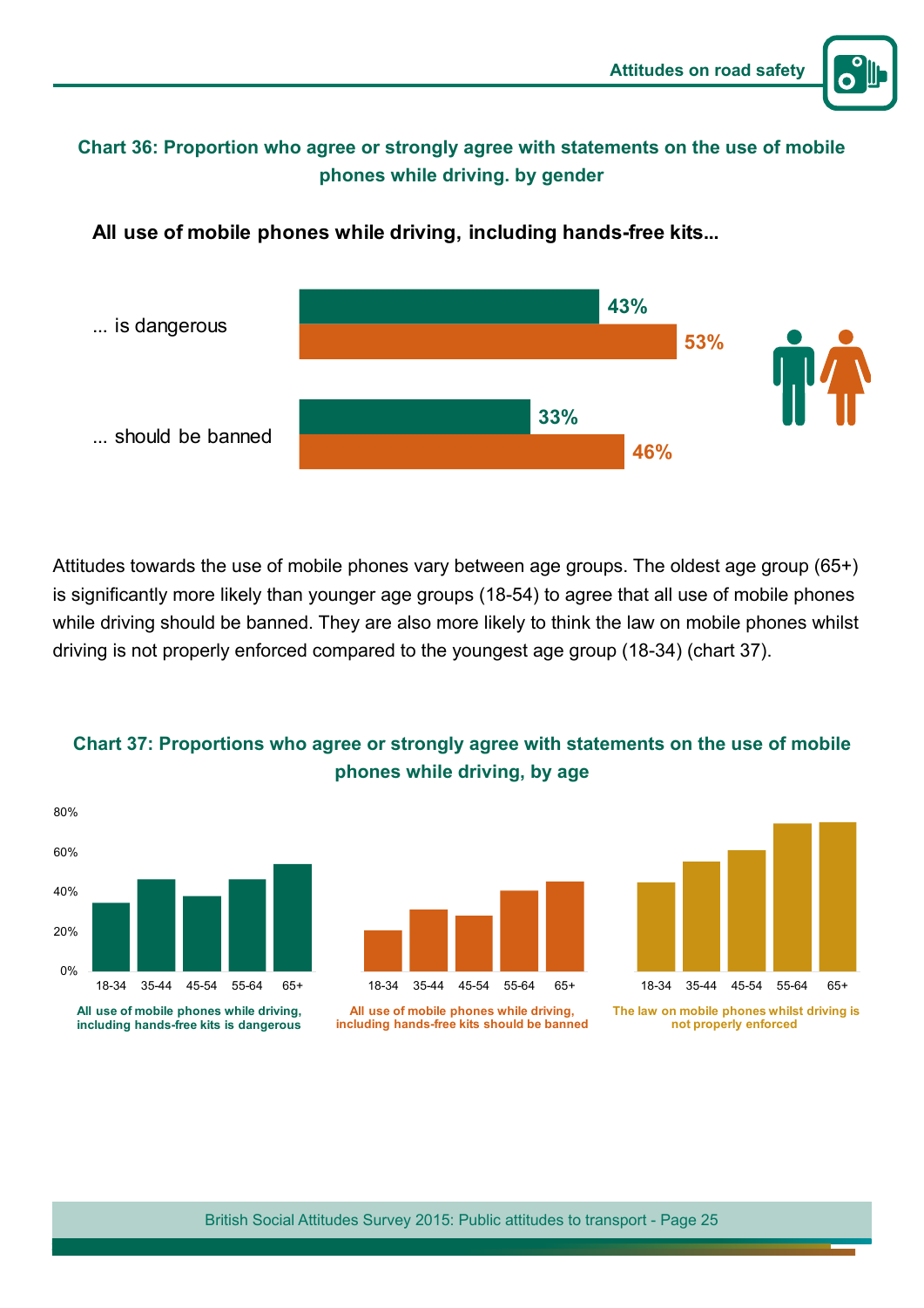**Chart 36: Proportion who agree or strongly agree with statements on the use of mobile phones while driving. by gender**

**All use of mobile phones while driving, including hands-free kits...**

| | Men | Women |
|---|---|---|
| ... is dangerous | 43% | 53% |
| ... should be banned | 33% | 46% |

Attitudes towards the use of mobile phones vary between age groups. The oldest age group (65+) is significantly more likely than younger age groups (18-54) to agree that all use of mobile phones while driving should be banned. They are also more likely to think the law on mobile phones whilst driving is not properly enforced compared to the youngest age group (18-34) (chart 37).

**Chart 37: Proportions who agree or strongly agree with statements on the use of mobile phones while driving, by age**

All use of mobile phones while driving, including hands-free kits is dangerous

All use of mobile phones while driving, including hands-free kits should be banned

The law on mobile phones whilst driving is not properly enforced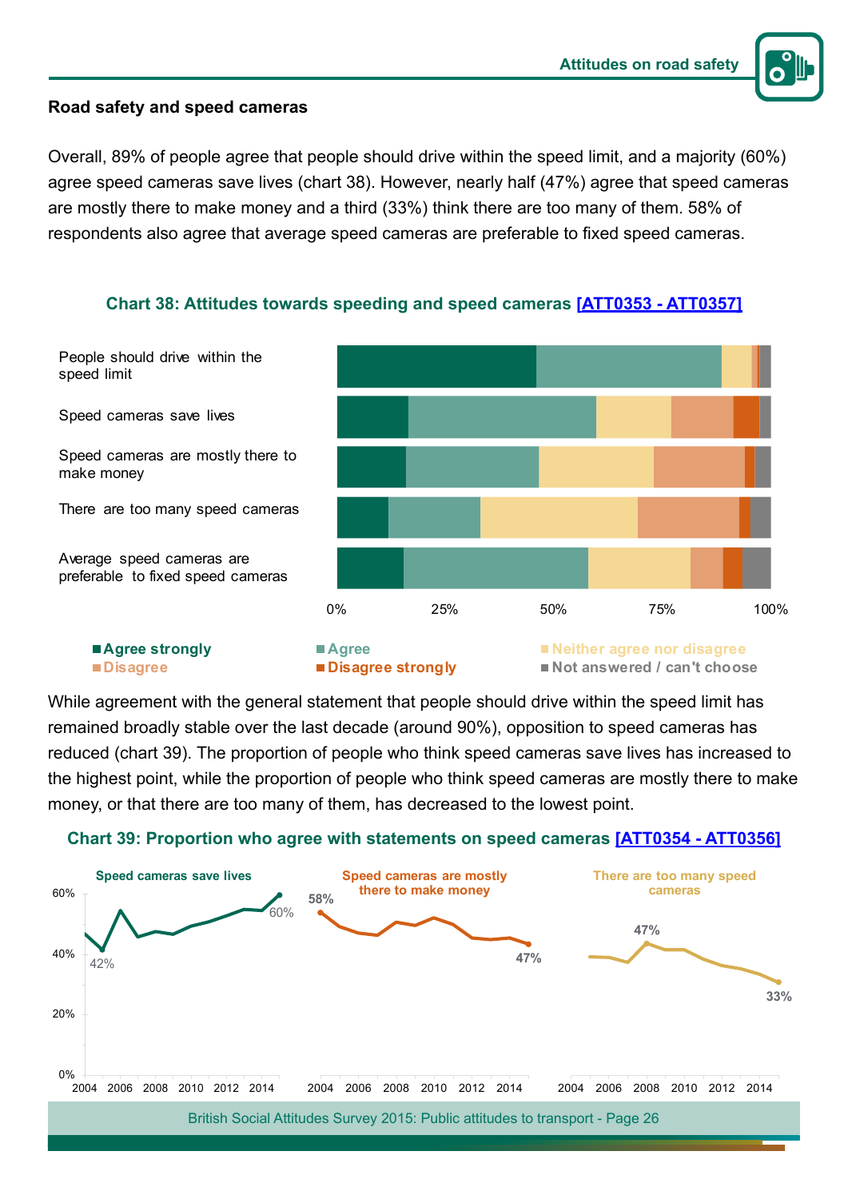## Road safety and speed cameras

Overall, 89% of people agree that people should drive within the speed limit, and a majority (60%) agree speed cameras save lives (chart 38). However, nearly half (47%) agree that speed cameras are mostly there to make money and a third (33%) think there are too many of them. 58% of respondents also agree that average speed cameras are preferable to fixed speed cameras.

### Chart 38: Attitudes towards speeding and speed cameras [ATT0353 - ATT0357]

People should drive within the speed limit

Speed cameras save lives

Speed cameras are mostly there to make money

There are too many speed cameras

Average speed cameras are preferable to fixed speed cameras

0% 25% 50% 75% 100%

Agree strongly · Agree · Neither agree nor disagree · Disagree · Disagree strongly · Not answered / can't choose

While agreement with the general statement that people should drive within the speed limit has remained broadly stable over the last decade (around 90%), opposition to speed cameras has reduced (chart 39). The proportion of people who think speed cameras save lives has increased to the highest point, while the proportion of people who think speed cameras are mostly there to make money, or that there are too many of them, has decreased to the lowest point.

### Chart 39: Proportion who agree with statements on speed cameras [ATT0354 - ATT0356]

Speed cameras save lives: 42%, 60%

Speed cameras are mostly there to make money: 58%, 47%

There are too many speed cameras: 47%, 33%

0%, 20%, 40%, 60%

2004 2006 2008 2010 2012 2014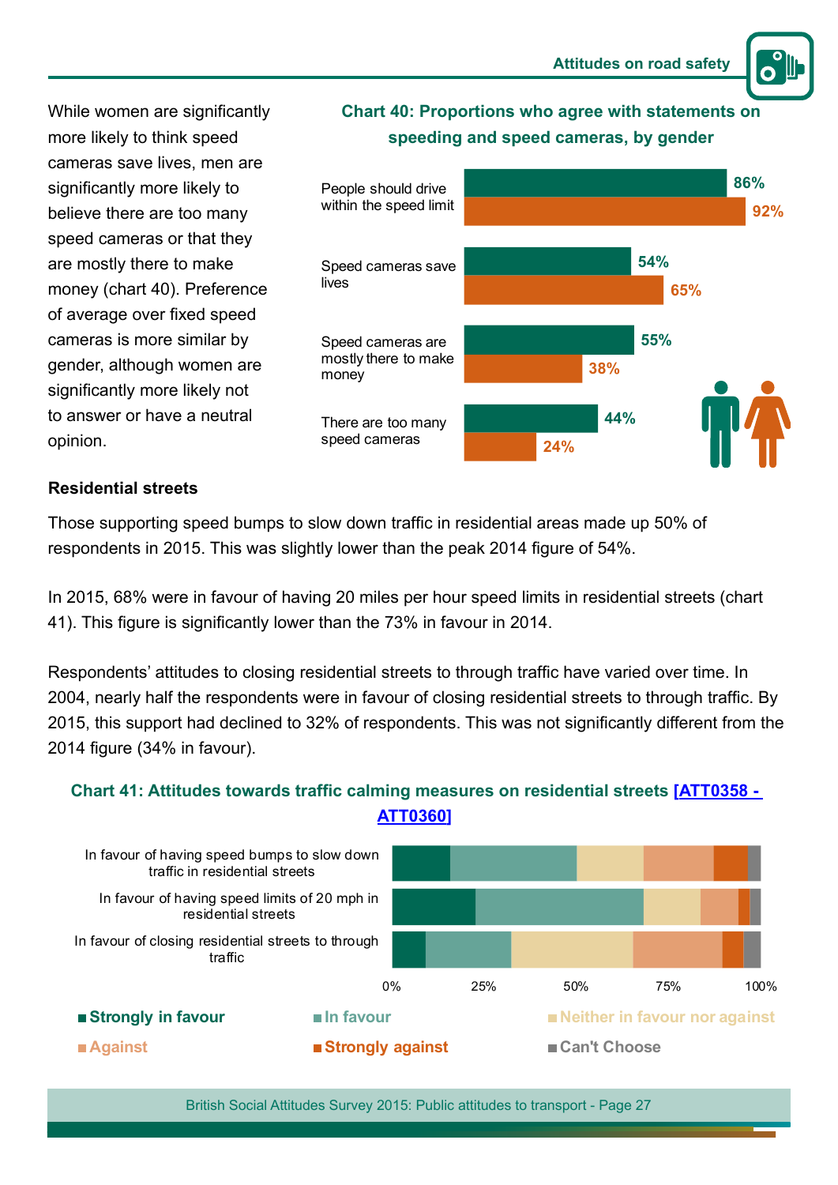While women are significantly more likely to think speed cameras save lives, men are significantly more likely to believe there are too many speed cameras or that they are mostly there to make money (chart 40). Preference of average over fixed speed cameras is more similar by gender, although women are significantly more likely not to answer or have a neutral opinion.

**Chart 40: Proportions who agree with statements on speeding and speed cameras, by gender**

| Statement | Men | Women |
|---|---|---|
| People should drive within the speed limit | 86% | 92% |
| Speed cameras save lives | 54% | 65% |
| Speed cameras are mostly there to make money | 55% | 38% |
| There are too many speed cameras | 44% | 24% |

### Residential streets

Those supporting speed bumps to slow down traffic in residential areas made up 50% of respondents in 2015. This was slightly lower than the peak 2014 figure of 54%.

In 2015, 68% were in favour of having 20 miles per hour speed limits in residential streets (chart 41). This figure is significantly lower than the 73% in favour in 2014.

Respondents' attitudes to closing residential streets to through traffic have varied over time. In 2004, nearly half the respondents were in favour of closing residential streets to through traffic. By 2015, this support had declined to 32% of respondents. This was not significantly different from the 2014 figure (34% in favour).

**Chart 41: Attitudes towards traffic calming measures on residential streets [ATT0358 - ATT0360]**

Categories: In favour of having speed bumps to slow down traffic in residential streets; In favour of having speed limits of 20 mph in residential streets; In favour of closing residential streets to through traffic

Axis: 0%, 25%, 50%, 75%, 100%

Legend: Strongly in favour; In favour; Neither in favour nor against; Against; Strongly against; Can't Choose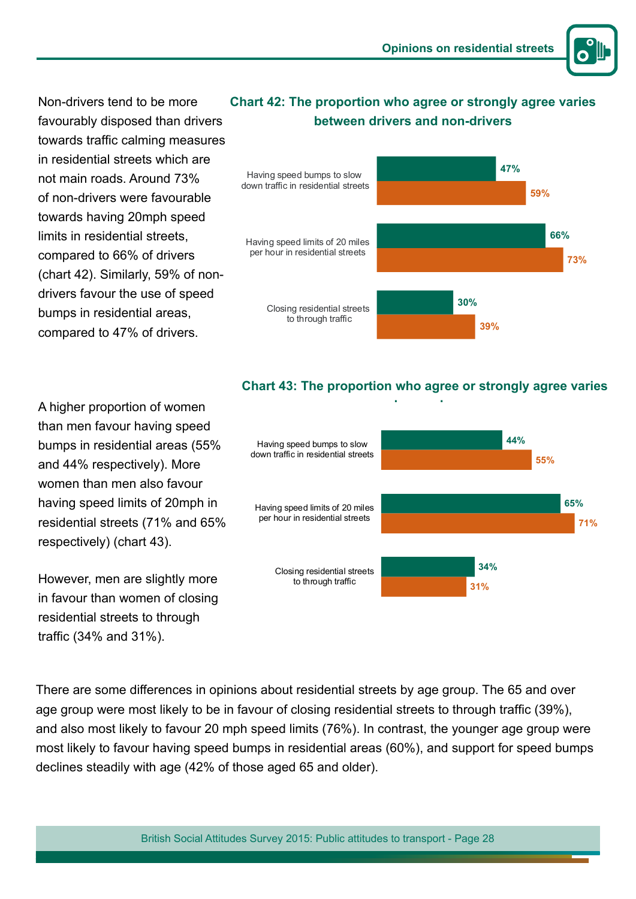Non-drivers tend to be more favourably disposed than drivers towards traffic calming measures in residential streets which are not main roads. Around 73% of non-drivers were favourable towards having 20mph speed limits in residential streets, compared to 66% of drivers (chart 42). Similarly, 59% of non-drivers favour the use of speed bumps in residential areas, compared to 47% of drivers.

**Chart 42: The proportion who agree or strongly agree varies between drivers and non-drivers**

| | Drivers | Non-drivers |
|---|---|---|
| Having speed bumps to slow down traffic in residential streets | 47% | 59% |
| Having speed limits of 20 miles per hour in residential streets | 66% | 73% |
| Closing residential streets to through traffic | 30% | 39% |

A higher proportion of women than men favour having speed bumps in residential areas (55% and 44% respectively). More women than men also favour having speed limits of 20mph in residential streets (71% and 65% respectively) (chart 43).

However, men are slightly more in favour than women of closing residential streets to through traffic (34% and 31%).

**Chart 43: The proportion who agree or strongly agree varies**

| | Men | Women |
|---|---|---|
| Having speed bumps to slow down traffic in residential streets | 44% | 55% |
| Having speed limits of 20 miles per hour in residential streets | 65% | 71% |
| Closing residential streets to through traffic | 34% | 31% |

There are some differences in opinions about residential streets by age group. The 65 and over age group were most likely to be in favour of closing residential streets to through traffic (39%), and also most likely to favour 20 mph speed limits (76%). In contrast, the younger age group were most likely to favour having speed bumps in residential areas (60%), and support for speed bumps declines steadily with age (42% of those aged 65 and older).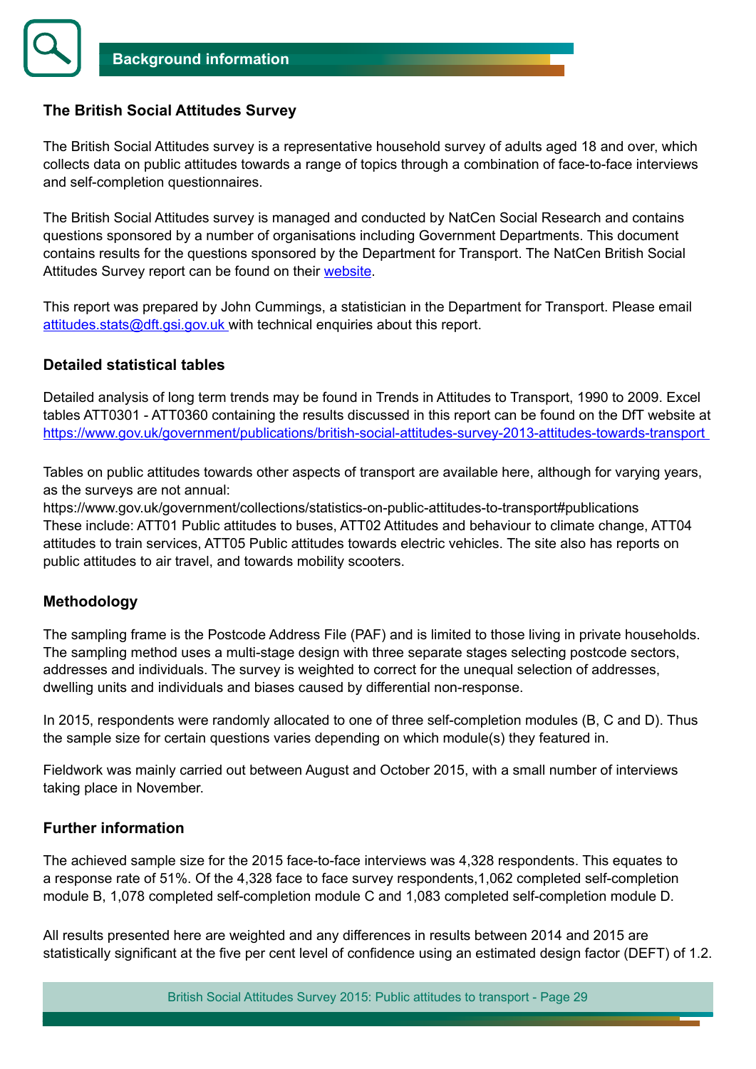## Background information

### The British Social Attitudes Survey

The British Social Attitudes survey is a representative household survey of adults aged 18 and over, which collects data on public attitudes towards a range of topics through a combination of face-to-face interviews and self-completion questionnaires.

The British Social Attitudes survey is managed and conducted by NatCen Social Research and contains questions sponsored by a number of organisations including Government Departments. This document contains results for the questions sponsored by the Department for Transport. The NatCen British Social Attitudes Survey report can be found on their website.

This report was prepared by John Cummings, a statistician in the Department for Transport. Please email attitudes.stats@dft.gsi.gov.uk with technical enquiries about this report.

### Detailed statistical tables

Detailed analysis of long term trends may be found in Trends in Attitudes to Transport, 1990 to 2009. Excel tables ATT0301 - ATT0360 containing the results discussed in this report can be found on the DfT website at https://www.gov.uk/government/publications/british-social-attitudes-survey-2013-attitudes-towards-transport

Tables on public attitudes towards other aspects of transport are available here, although for varying years, as the surveys are not annual:
https://www.gov.uk/government/collections/statistics-on-public-attitudes-to-transport#publications
These include: ATT01 Public attitudes to buses, ATT02 Attitudes and behaviour to climate change, ATT04 attitudes to train services, ATT05 Public attitudes towards electric vehicles. The site also has reports on public attitudes to air travel, and towards mobility scooters.

### Methodology

The sampling frame is the Postcode Address File (PAF) and is limited to those living in private households. The sampling method uses a multi-stage design with three separate stages selecting postcode sectors, addresses and individuals. The survey is weighted to correct for the unequal selection of addresses, dwelling units and individuals and biases caused by differential non-response.

In 2015, respondents were randomly allocated to one of three self-completion modules (B, C and D). Thus the sample size for certain questions varies depending on which module(s) they featured in.

Fieldwork was mainly carried out between August and October 2015, with a small number of interviews taking place in November.

### Further information

The achieved sample size for the 2015 face-to-face interviews was 4,328 respondents. This equates to a response rate of 51%. Of the 4,328 face to face survey respondents,1,062 completed self-completion module B, 1,078 completed self-completion module C and 1,083 completed self-completion module D.

All results presented here are weighted and any differences in results between 2014 and 2015 are statistically significant at the five per cent level of confidence using an estimated design factor (DEFT) of 1.2.